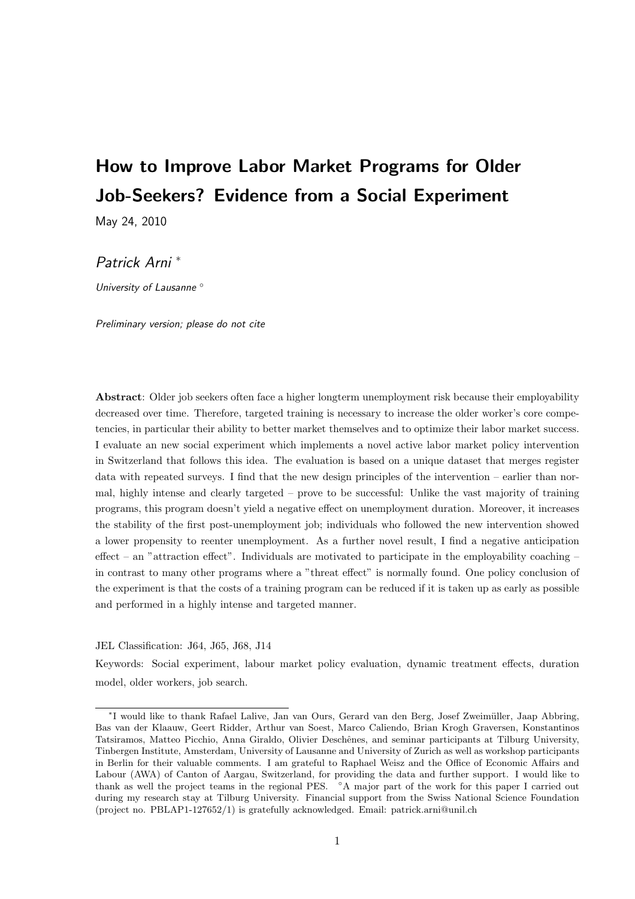# How to Improve Labor Market Programs for Older Job-Seekers? Evidence from a Social Experiment

May 24, 2010

*Patrick Arni* *

*University of Lausanne* °

*Preliminary version; please do not cite*

**Abstract**: Older job seekers often face a higher longterm unemployment risk because their employability decreased over time. Therefore, targeted training is necessary to increase the older worker's core competencies, in particular their ability to better market themselves and to optimize their labor market success. I evaluate an new social experiment which implements a novel active labor market policy intervention in Switzerland that follows this idea. The evaluation is based on a unique dataset that merges register data with repeated surveys. I find that the new design principles of the intervention – earlier than normal, highly intense and clearly targeted – prove to be successful: Unlike the vast majority of training programs, this program doesn't yield a negative effect on unemployment duration. Moreover, it increases the stability of the first post-unemployment job; individuals who followed the new intervention showed a lower propensity to reenter unemployment. As a further novel result, I find a negative anticipation effect – an "attraction effect". Individuals are motivated to participate in the employability coaching – in contrast to many other programs where a "threat effect" is normally found. One policy conclusion of the experiment is that the costs of a training program can be reduced if it is taken up as early as possible and performed in a highly intense and targeted manner.

JEL Classification: J64, J65, J68, J14

Keywords: Social experiment, labour market policy evaluation, dynamic treatment effects, duration model, older workers, job search.

---

*I would like to thank Rafael Lalive, Jan van Ours, Gerard van den Berg, Josef Zweimüller, Jaap Abbring, Bas van der Klaauw, Geert Ridder, Arthur van Soest, Marco Caliendo, Brian Krogh Graversen, Konstantinos Tatsiramos, Matteo Picchio, Anna Giraldo, Olivier Deschênes, and seminar participants at Tilburg University, Tinbergen Institute, Amsterdam, University of Lausanne and University of Zurich as well as workshop participants in Berlin for their valuable comments. I am grateful to Raphael Weisz and the Office of Economic Affairs and Labour (AWA) of Canton of Aargau, Switzerland, for providing the data and further support. I would like to thank as well the project teams in the regional PES. °A major part of the work for this paper I carried out during my research stay at Tilburg University. Financial support from the Swiss National Science Foundation (project no. PBLAP1-127652/1) is gratefully acknowledged. Email: patrick.arni@unil.ch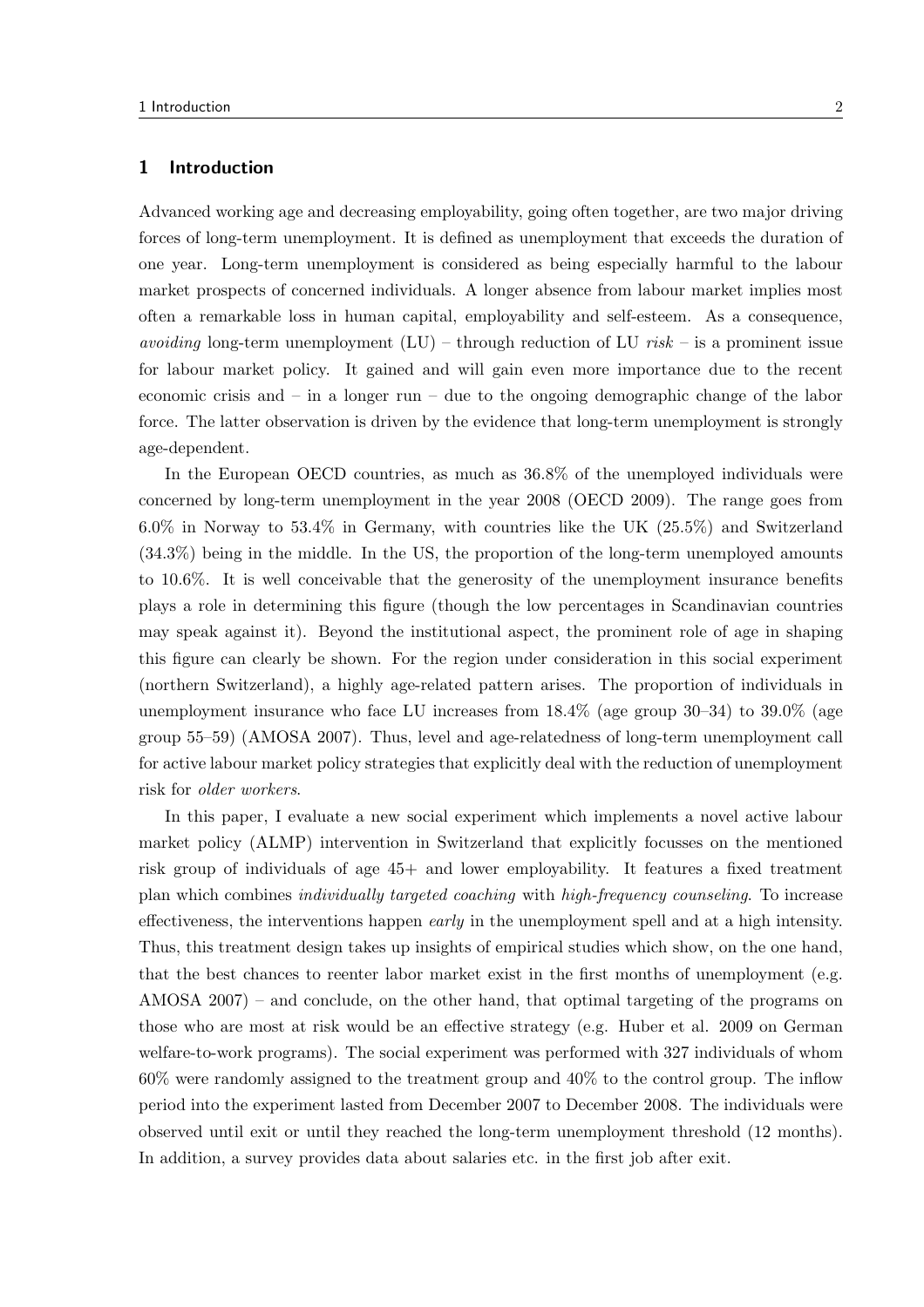# 1 Introduction

Advanced working age and decreasing employability, going often together, are two major driving forces of long-term unemployment. It is defined as unemployment that exceeds the duration of one year. Long-term unemployment is considered as being especially harmful to the labour market prospects of concerned individuals. A longer absence from labour market implies most often a remarkable loss in human capital, employability and self-esteem. As a consequence, *avoiding* long-term unemployment (LU) – through reduction of LU *risk* – is a prominent issue for labour market policy. It gained and will gain even more importance due to the recent economic crisis and – in a longer run – due to the ongoing demographic change of the labor force. The latter observation is driven by the evidence that long-term unemployment is strongly age-dependent.

In the European OECD countries, as much as 36.8% of the unemployed individuals were concerned by long-term unemployment in the year 2008 (OECD 2009). The range goes from 6.0% in Norway to 53.4% in Germany, with countries like the UK (25.5%) and Switzerland (34.3%) being in the middle. In the US, the proportion of the long-term unemployed amounts to 10.6%. It is well conceivable that the generosity of the unemployment insurance benefits plays a role in determining this figure (though the low percentages in Scandinavian countries may speak against it). Beyond the institutional aspect, the prominent role of age in shaping this figure can clearly be shown. For the region under consideration in this social experiment (northern Switzerland), a highly age-related pattern arises. The proportion of individuals in unemployment insurance who face LU increases from 18.4% (age group 30–34) to 39.0% (age group 55–59) (AMOSA 2007). Thus, level and age-relatedness of long-term unemployment call for active labour market policy strategies that explicitly deal with the reduction of unemployment risk for *older workers*.

In this paper, I evaluate a new social experiment which implements a novel active labour market policy (ALMP) intervention in Switzerland that explicitly focusses on the mentioned risk group of individuals of age 45+ and lower employability. It features a fixed treatment plan which combines *individually targeted coaching* with *high-frequency counseling*. To increase effectiveness, the interventions happen *early* in the unemployment spell and at a high intensity. Thus, this treatment design takes up insights of empirical studies which show, on the one hand, that the best chances to reenter labor market exist in the first months of unemployment (e.g. AMOSA 2007) – and conclude, on the other hand, that optimal targeting of the programs on those who are most at risk would be an effective strategy (e.g. Huber et al. 2009 on German welfare-to-work programs). The social experiment was performed with 327 individuals of whom 60% were randomly assigned to the treatment group and 40% to the control group. The inflow period into the experiment lasted from December 2007 to December 2008. The individuals were observed until exit or until they reached the long-term unemployment threshold (12 months). In addition, a survey provides data about salaries etc. in the first job after exit.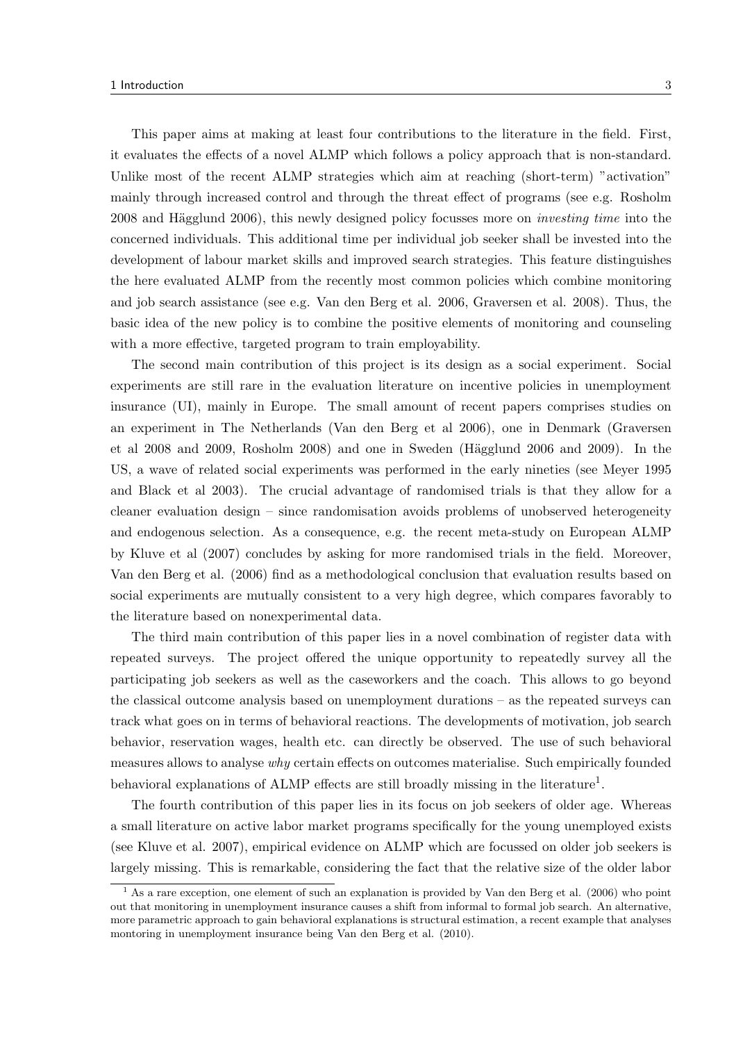This paper aims at making at least four contributions to the literature in the field. First, it evaluates the effects of a novel ALMP which follows a policy approach that is non-standard. Unlike most of the recent ALMP strategies which aim at reaching (short-term) "activation" mainly through increased control and through the threat effect of programs (see e.g. Rosholm 2008 and Hägglund 2006), this newly designed policy focusses more on *investing time* into the concerned individuals. This additional time per individual job seeker shall be invested into the development of labour market skills and improved search strategies. This feature distinguishes the here evaluated ALMP from the recently most common policies which combine monitoring and job search assistance (see e.g. Van den Berg et al. 2006, Graversen et al. 2008). Thus, the basic idea of the new policy is to combine the positive elements of monitoring and counseling with a more effective, targeted program to train employability.

The second main contribution of this project is its design as a social experiment. Social experiments are still rare in the evaluation literature on incentive policies in unemployment insurance (UI), mainly in Europe. The small amount of recent papers comprises studies on an experiment in The Netherlands (Van den Berg et al 2006), one in Denmark (Graversen et al 2008 and 2009, Rosholm 2008) and one in Sweden (Hägglund 2006 and 2009). In the US, a wave of related social experiments was performed in the early nineties (see Meyer 1995 and Black et al 2003). The crucial advantage of randomised trials is that they allow for a cleaner evaluation design – since randomisation avoids problems of unobserved heterogeneity and endogenous selection. As a consequence, e.g. the recent meta-study on European ALMP by Kluve et al (2007) concludes by asking for more randomised trials in the field. Moreover, Van den Berg et al. (2006) find as a methodological conclusion that evaluation results based on social experiments are mutually consistent to a very high degree, which compares favorably to the literature based on nonexperimental data.

The third main contribution of this paper lies in a novel combination of register data with repeated surveys. The project offered the unique opportunity to repeatedly survey all the participating job seekers as well as the caseworkers and the coach. This allows to go beyond the classical outcome analysis based on unemployment durations – as the repeated surveys can track what goes on in terms of behavioral reactions. The developments of motivation, job search behavior, reservation wages, health etc. can directly be observed. The use of such behavioral measures allows to analyse *why* certain effects on outcomes materialise. Such empirically founded behavioral explanations of ALMP effects are still broadly missing in the literature[1].

The fourth contribution of this paper lies in its focus on job seekers of older age. Whereas a small literature on active labor market programs specifically for the young unemployed exists (see Kluve et al. 2007), empirical evidence on ALMP which are focussed on older job seekers is largely missing. This is remarkable, considering the fact that the relative size of the older labor

[1] As a rare exception, one element of such an explanation is provided by Van den Berg et al. (2006) who point out that monitoring in unemployment insurance causes a shift from informal to formal job search. An alternative, more parametric approach to gain behavioral explanations is structural estimation, a recent example that analyses montoring in unemployment insurance being Van den Berg et al. (2010).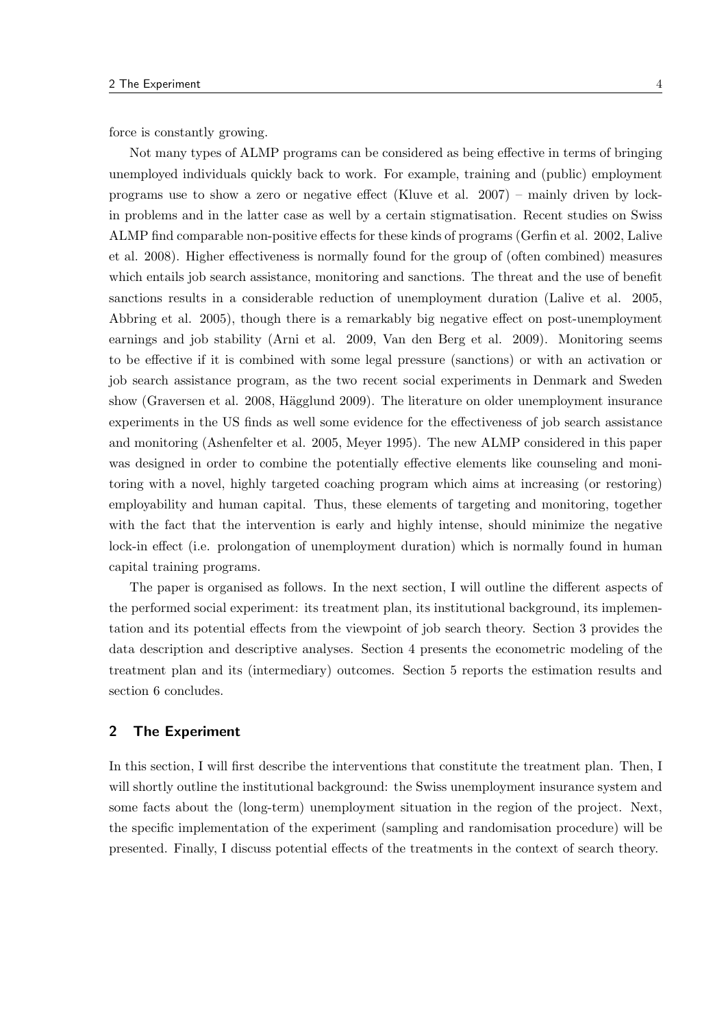force is constantly growing.

Not many types of ALMP programs can be considered as being effective in terms of bringing unemployed individuals quickly back to work. For example, training and (public) employment programs use to show a zero or negative effect (Kluve et al. 2007) – mainly driven by lock-in problems and in the latter case as well by a certain stigmatisation. Recent studies on Swiss ALMP find comparable non-positive effects for these kinds of programs (Gerfin et al. 2002, Lalive et al. 2008). Higher effectiveness is normally found for the group of (often combined) measures which entails job search assistance, monitoring and sanctions. The threat and the use of benefit sanctions results in a considerable reduction of unemployment duration (Lalive et al. 2005, Abbring et al. 2005), though there is a remarkably big negative effect on post-unemployment earnings and job stability (Arni et al. 2009, Van den Berg et al. 2009). Monitoring seems to be effective if it is combined with some legal pressure (sanctions) or with an activation or job search assistance program, as the two recent social experiments in Denmark and Sweden show (Graversen et al. 2008, Hägglund 2009). The literature on older unemployment insurance experiments in the US finds as well some evidence for the effectiveness of job search assistance and monitoring (Ashenfelter et al. 2005, Meyer 1995). The new ALMP considered in this paper was designed in order to combine the potentially effective elements like counseling and monitoring with a novel, highly targeted coaching program which aims at increasing (or restoring) employability and human capital. Thus, these elements of targeting and monitoring, together with the fact that the intervention is early and highly intense, should minimize the negative lock-in effect (i.e. prolongation of unemployment duration) which is normally found in human capital training programs.

The paper is organised as follows. In the next section, I will outline the different aspects of the performed social experiment: its treatment plan, its institutional background, its implementation and its potential effects from the viewpoint of job search theory. Section 3 provides the data description and descriptive analyses. Section 4 presents the econometric modeling of the treatment plan and its (intermediary) outcomes. Section 5 reports the estimation results and section 6 concludes.

## 2 The Experiment

In this section, I will first describe the interventions that constitute the treatment plan. Then, I will shortly outline the institutional background: the Swiss unemployment insurance system and some facts about the (long-term) unemployment situation in the region of the project. Next, the specific implementation of the experiment (sampling and randomisation procedure) will be presented. Finally, I discuss potential effects of the treatments in the context of search theory.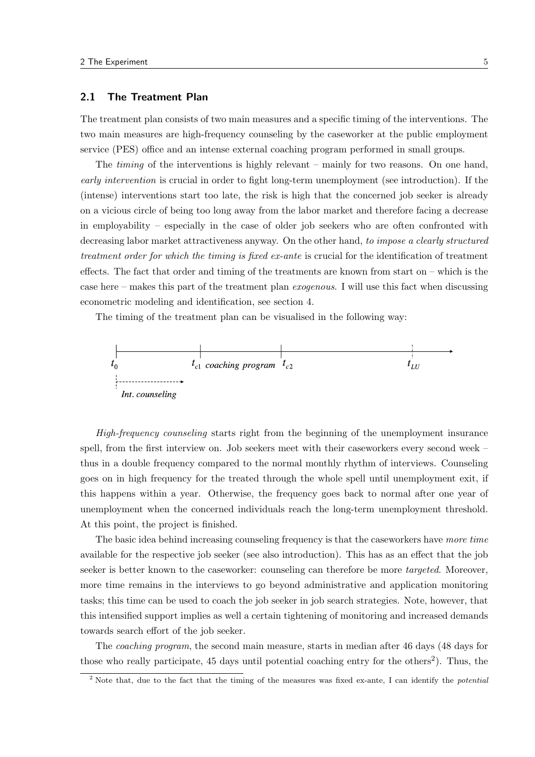## 2.1 The Treatment Plan

The treatment plan consists of two main measures and a specific timing of the interventions. The two main measures are high-frequency counseling by the caseworker at the public employment service (PES) office and an intense external coaching program performed in small groups.

The *timing* of the interventions is highly relevant – mainly for two reasons. On one hand, *early intervention* is crucial in order to fight long-term unemployment (see introduction). If the (intense) interventions start too late, the risk is high that the concerned job seeker is already on a vicious circle of being too long away from the labor market and therefore facing a decrease in employability – especially in the case of older job seekers who are often confronted with decreasing labor market attractiveness anyway. On the other hand, *to impose a clearly structured treatment order for which the timing is fixed ex-ante* is crucial for the identification of treatment effects. The fact that order and timing of the treatments are known from start on – which is the case here – makes this part of the treatment plan *exogenous*. I will use this fact when discussing econometric modeling and identification, see section 4.

The timing of the treatment plan can be visualised in the following way:

$t_0$ — $t_{c1}$ *coaching program* $t_{c2}$ — $t_{LU}$

*Int. counseling*

*High-frequency counseling* starts right from the beginning of the unemployment insurance spell, from the first interview on. Job seekers meet with their caseworkers every second week – thus in a double frequency compared to the normal monthly rhythm of interviews. Counseling goes on in high frequency for the treated through the whole spell until unemployment exit, if this happens within a year. Otherwise, the frequency goes back to normal after one year of unemployment when the concerned individuals reach the long-term unemployment threshold. At this point, the project is finished.

The basic idea behind increasing counseling frequency is that the caseworkers have *more time* available for the respective job seeker (see also introduction). This has as an effect that the job seeker is better known to the caseworker: counseling can therefore be more *targeted*. Moreover, more time remains in the interviews to go beyond administrative and application monitoring tasks; this time can be used to coach the job seeker in job search strategies. Note, however, that this intensified support implies as well a certain tightening of monitoring and increased demands towards search effort of the job seeker.

The *coaching program*, the second main measure, starts in median after 46 days (48 days for those who really participate, 45 days until potential coaching entry for the others[2]). Thus, the

[2] Note that, due to the fact that the timing of the measures was fixed ex-ante, I can identify the *potential*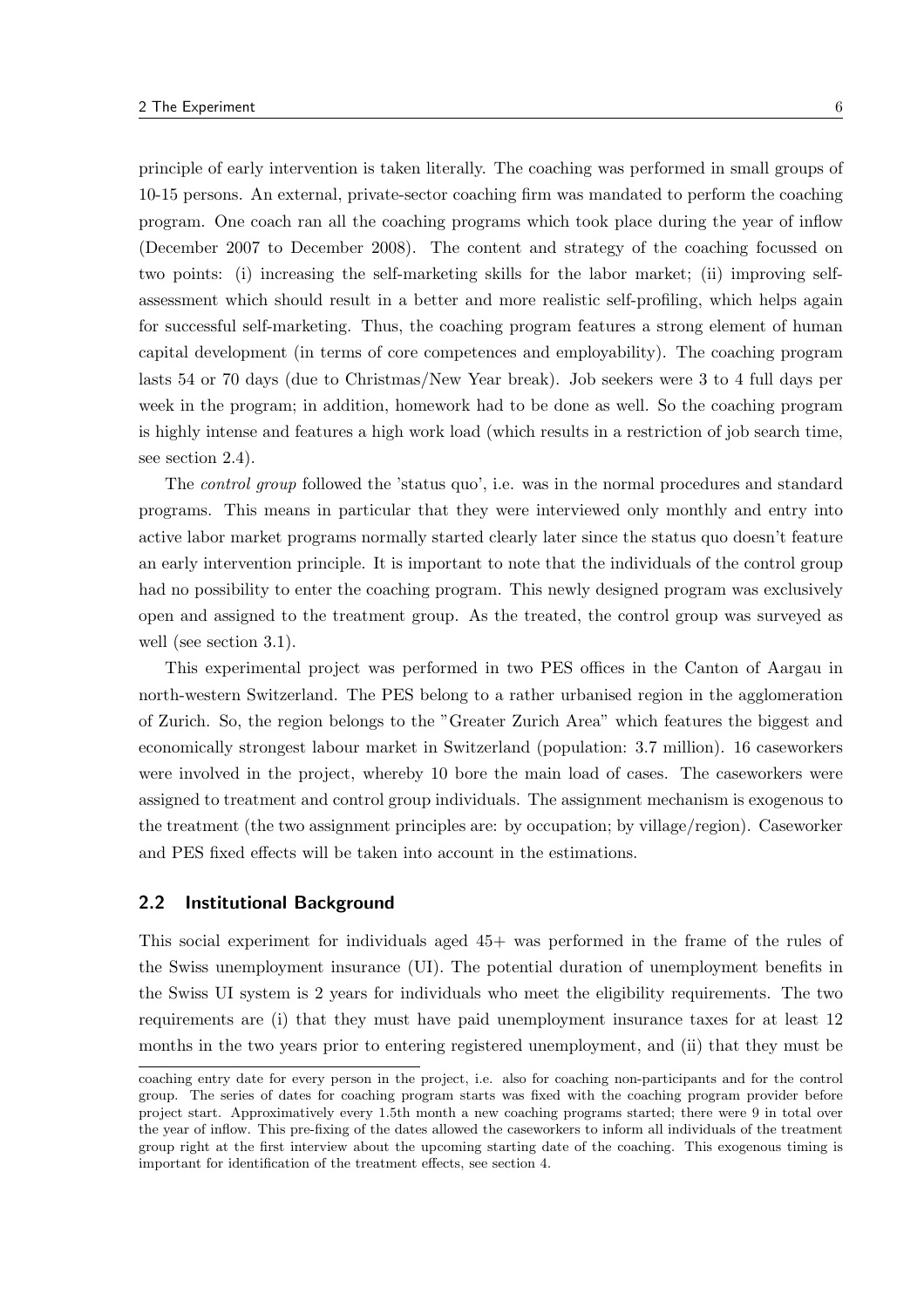principle of early intervention is taken literally. The coaching was performed in small groups of 10-15 persons. An external, private-sector coaching firm was mandated to perform the coaching program. One coach ran all the coaching programs which took place during the year of inflow (December 2007 to December 2008). The content and strategy of the coaching focussed on two points: (i) increasing the self-marketing skills for the labor market; (ii) improving self-assessment which should result in a better and more realistic self-profiling, which helps again for successful self-marketing. Thus, the coaching program features a strong element of human capital development (in terms of core competences and employability). The coaching program lasts 54 or 70 days (due to Christmas/New Year break). Job seekers were 3 to 4 full days per week in the program; in addition, homework had to be done as well. So the coaching program is highly intense and features a high work load (which results in a restriction of job search time, see section 2.4).

The *control group* followed the 'status quo', i.e. was in the normal procedures and standard programs. This means in particular that they were interviewed only monthly and entry into active labor market programs normally started clearly later since the status quo doesn't feature an early intervention principle. It is important to note that the individuals of the control group had no possibility to enter the coaching program. This newly designed program was exclusively open and assigned to the treatment group. As the treated, the control group was surveyed as well (see section 3.1).

This experimental project was performed in two PES offices in the Canton of Aargau in north-western Switzerland. The PES belong to a rather urbanised region in the agglomeration of Zurich. So, the region belongs to the "Greater Zurich Area" which features the biggest and economically strongest labour market in Switzerland (population: 3.7 million). 16 caseworkers were involved in the project, whereby 10 bore the main load of cases. The caseworkers were assigned to treatment and control group individuals. The assignment mechanism is exogenous to the treatment (the two assignment principles are: by occupation; by village/region). Caseworker and PES fixed effects will be taken into account in the estimations.

## 2.2 Institutional Background

This social experiment for individuals aged 45+ was performed in the frame of the rules of the Swiss unemployment insurance (UI). The potential duration of unemployment benefits in the Swiss UI system is 2 years for individuals who meet the eligibility requirements. The two requirements are (i) that they must have paid unemployment insurance taxes for at least 12 months in the two years prior to entering registered unemployment, and (ii) that they must be

coaching entry date for every person in the project, i.e. also for coaching non-participants and for the control group. The series of dates for coaching program starts was fixed with the coaching program provider before project start. Approximatively every 1.5th month a new coaching programs started; there were 9 in total over the year of inflow. This pre-fixing of the dates allowed the caseworkers to inform all individuals of the treatment group right at the first interview about the upcoming starting date of the coaching. This exogenous timing is important for identification of the treatment effects, see section 4.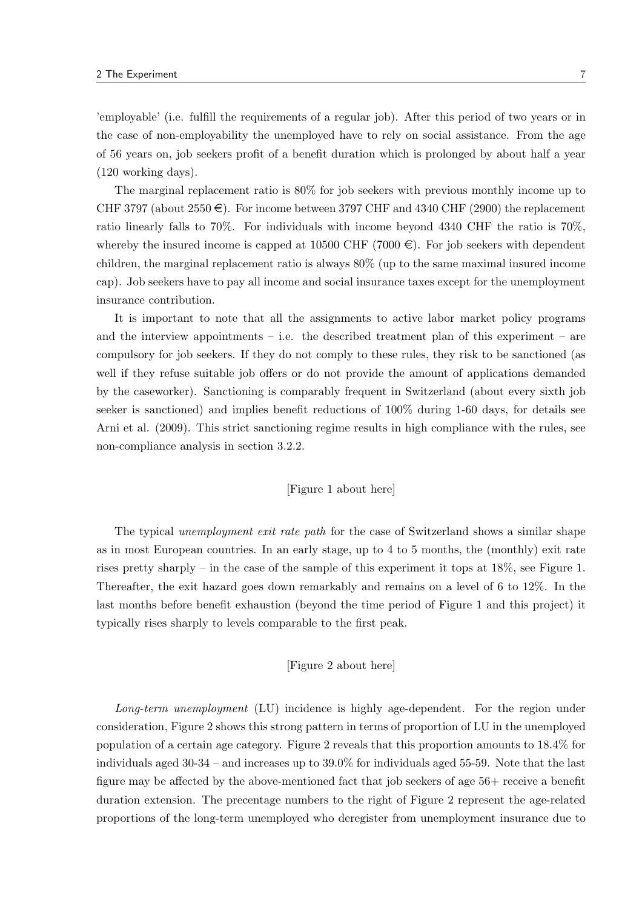'employable' (i.e. fulfill the requirements of a regular job). After this period of two years or in the case of non-employability the unemployed have to rely on social assistance. From the age of 56 years on, job seekers profit of a benefit duration which is prolonged by about half a year (120 working days).

The marginal replacement ratio is 80% for job seekers with previous monthly income up to CHF 3797 (about 2550 €). For income between 3797 CHF and 4340 CHF (2900) the replacement ratio linearly falls to 70%. For individuals with income beyond 4340 CHF the ratio is 70%, whereby the insured income is capped at 10500 CHF (7000 €). For job seekers with dependent children, the marginal replacement ratio is always 80% (up to the same maximal insured income cap). Job seekers have to pay all income and social insurance taxes except for the unemployment insurance contribution.

It is important to note that all the assignments to active labor market policy programs and the interview appointments – i.e. the described treatment plan of this experiment – are compulsory for job seekers. If they do not comply to these rules, they risk to be sanctioned (as well if they refuse suitable job offers or do not provide the amount of applications demanded by the caseworker). Sanctioning is comparably frequent in Switzerland (about every sixth job seeker is sanctioned) and implies benefit reductions of 100% during 1-60 days, for details see Arni et al. (2009). This strict sanctioning regime results in high compliance with the rules, see non-compliance analysis in section 3.2.2.

[Figure 1 about here]

The typical *unemployment exit rate path* for the case of Switzerland shows a similar shape as in most European countries. In an early stage, up to 4 to 5 months, the (monthly) exit rate rises pretty sharply – in the case of the sample of this experiment it tops at 18%, see Figure 1. Thereafter, the exit hazard goes down remarkably and remains on a level of 6 to 12%. In the last months before benefit exhaustion (beyond the time period of Figure 1 and this project) it typically rises sharply to levels comparable to the first peak.

[Figure 2 about here]

*Long-term unemployment* (LU) incidence is highly age-dependent. For the region under consideration, Figure 2 shows this strong pattern in terms of proportion of LU in the unemployed population of a certain age category. Figure 2 reveals that this proportion amounts to 18.4% for individuals aged 30-34 – and increases up to 39.0% for individuals aged 55-59. Note that the last figure may be affected by the above-mentioned fact that job seekers of age 56+ receive a benefit duration extension. The precentage numbers to the right of Figure 2 represent the age-related proportions of the long-term unemployed who deregister from unemployment insurance due to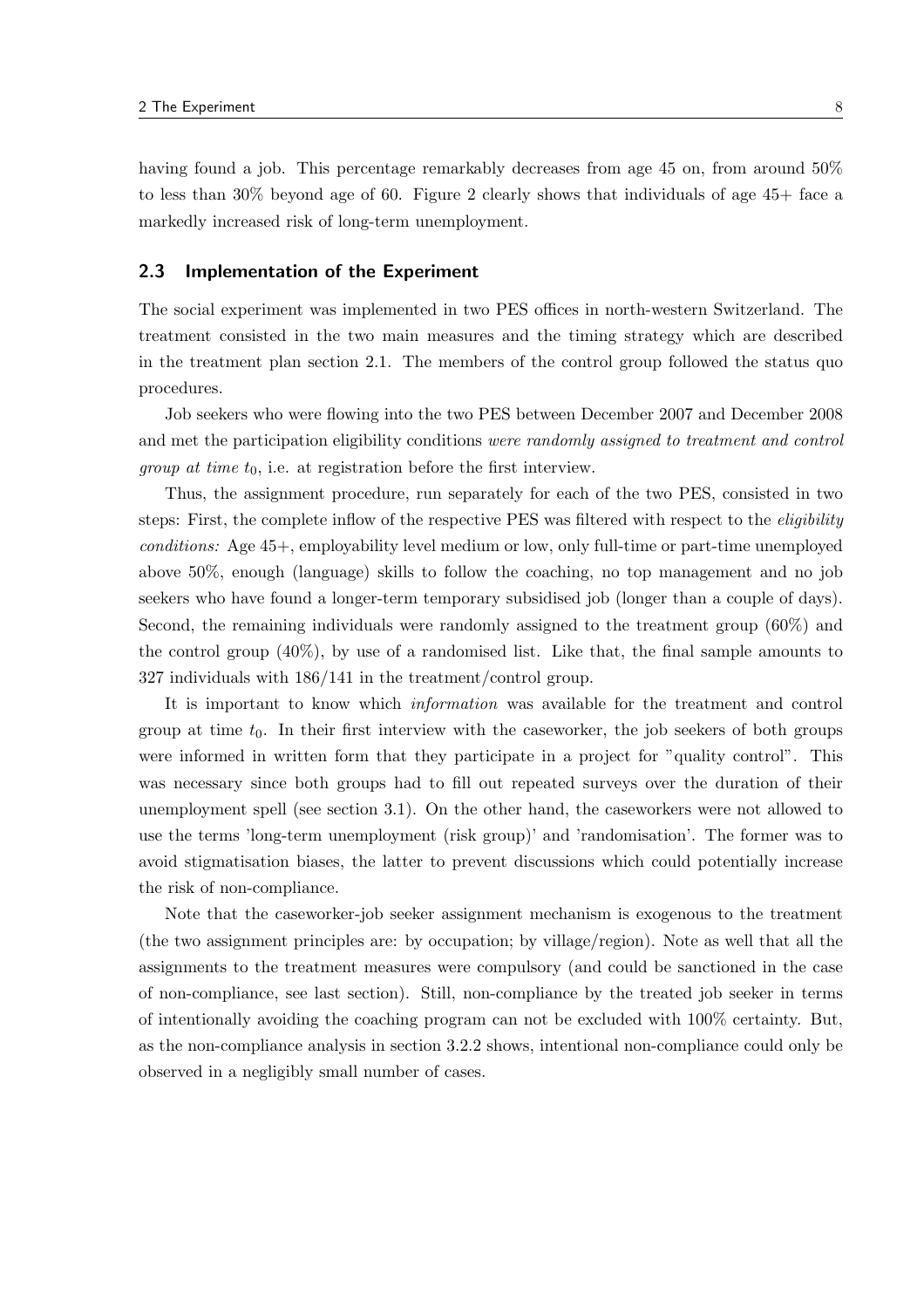having found a job. This percentage remarkably decreases from age 45 on, from around 50% to less than 30% beyond age of 60. Figure 2 clearly shows that individuals of age 45+ face a markedly increased risk of long-term unemployment.

### 2.3 Implementation of the Experiment

The social experiment was implemented in two PES offices in north-western Switzerland. The treatment consisted in the two main measures and the timing strategy which are described in the treatment plan section 2.1. The members of the control group followed the status quo procedures.

Job seekers who were flowing into the two PES between December 2007 and December 2008 and met the participation eligibility conditions *were randomly assigned to treatment and control group at time $t_0$*, i.e. at registration before the first interview.

Thus, the assignment procedure, run separately for each of the two PES, consisted in two steps: First, the complete inflow of the respective PES was filtered with respect to the *eligibility conditions:* Age 45+, employability level medium or low, only full-time or part-time unemployed above 50%, enough (language) skills to follow the coaching, no top management and no job seekers who have found a longer-term temporary subsidised job (longer than a couple of days). Second, the remaining individuals were randomly assigned to the treatment group (60%) and the control group (40%), by use of a randomised list. Like that, the final sample amounts to 327 individuals with 186/141 in the treatment/control group.

It is important to know which *information* was available for the treatment and control group at time $t_0$. In their first interview with the caseworker, the job seekers of both groups were informed in written form that they participate in a project for "quality control". This was necessary since both groups had to fill out repeated surveys over the duration of their unemployment spell (see section 3.1). On the other hand, the caseworkers were not allowed to use the terms 'long-term unemployment (risk group)' and 'randomisation'. The former was to avoid stigmatisation biases, the latter to prevent discussions which could potentially increase the risk of non-compliance.

Note that the caseworker-job seeker assignment mechanism is exogenous to the treatment (the two assignment principles are: by occupation; by village/region). Note as well that all the assignments to the treatment measures were compulsory (and could be sanctioned in the case of non-compliance, see last section). Still, non-compliance by the treated job seeker in terms of intentionally avoiding the coaching program can not be excluded with 100% certainty. But, as the non-compliance analysis in section 3.2.2 shows, intentional non-compliance could only be observed in a negligibly small number of cases.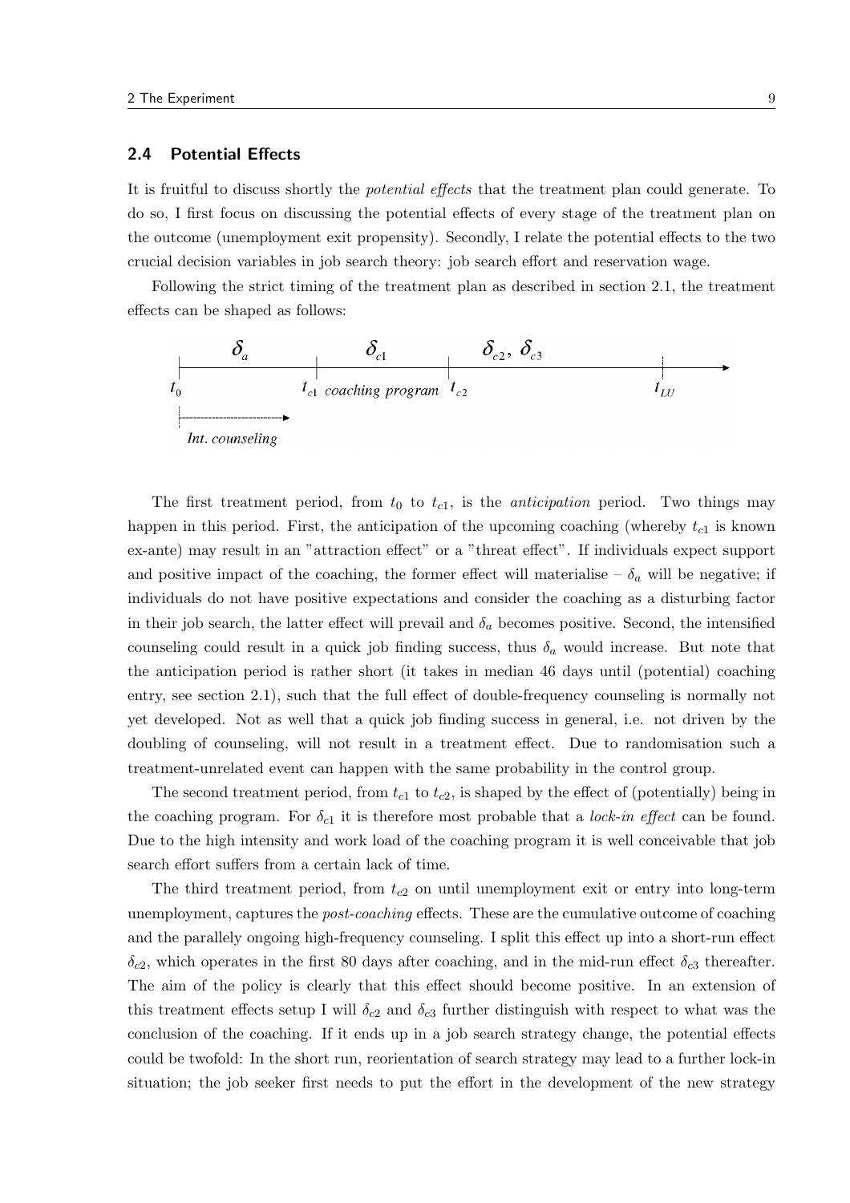## 2.4 Potential Effects

It is fruitful to discuss shortly the *potential effects* that the treatment plan could generate. To do so, I first focus on discussing the potential effects of every stage of the treatment plan on the outcome (unemployment exit propensity). Secondly, I relate the potential effects to the two crucial decision variables in job search theory: job search effort and reservation wage.

Following the strict timing of the treatment plan as described in section 2.1, the treatment effects can be shaped as follows:

$\delta_a$ $\quad$ $\delta_{c1}$ $\quad$ $\delta_{c2},\ \delta_{c3}$

$t_0$ $\quad$ $t_{c1}$ *coaching program* $t_{c2}$ $\quad$ $t_{LU}$

*Int. counseling*

The first treatment period, from $t_0$ to $t_{c1}$, is the *anticipation* period. Two things may happen in this period. First, the anticipation of the upcoming coaching (whereby $t_{c1}$ is known ex-ante) may result in an "attraction effect" or a "threat effect". If individuals expect support and positive impact of the coaching, the former effect will materialise – $\delta_a$ will be negative; if individuals do not have positive expectations and consider the coaching as a disturbing factor in their job search, the latter effect will prevail and $\delta_a$ becomes positive. Second, the intensified counseling could result in a quick job finding success, thus $\delta_a$ would increase. But note that the anticipation period is rather short (it takes in median 46 days until (potential) coaching entry, see section 2.1), such that the full effect of double-frequency counseling is normally not yet developed. Not as well that a quick job finding success in general, i.e. not driven by the doubling of counseling, will not result in a treatment effect. Due to randomisation such a treatment-unrelated event can happen with the same probability in the control group.

The second treatment period, from $t_{c1}$ to $t_{c2}$, is shaped by the effect of (potentially) being in the coaching program. For $\delta_{c1}$ it is therefore most probable that a *lock-in effect* can be found. Due to the high intensity and work load of the coaching program it is well conceivable that job search effort suffers from a certain lack of time.

The third treatment period, from $t_{c2}$ on until unemployment exit or entry into long-term unemployment, captures the *post-coaching* effects. These are the cumulative outcome of coaching and the parallely ongoing high-frequency counseling. I split this effect up into a short-run effect $\delta_{c2}$, which operates in the first 80 days after coaching, and in the mid-run effect $\delta_{c3}$ thereafter. The aim of the policy is clearly that this effect should become positive. In an extension of this treatment effects setup I will $\delta_{c2}$ and $\delta_{c3}$ further distinguish with respect to what was the conclusion of the coaching. If it ends up in a job search strategy change, the potential effects could be twofold: In the short run, reorientation of search strategy may lead to a further lock-in situation; the job seeker first needs to put the effort in the development of the new strategy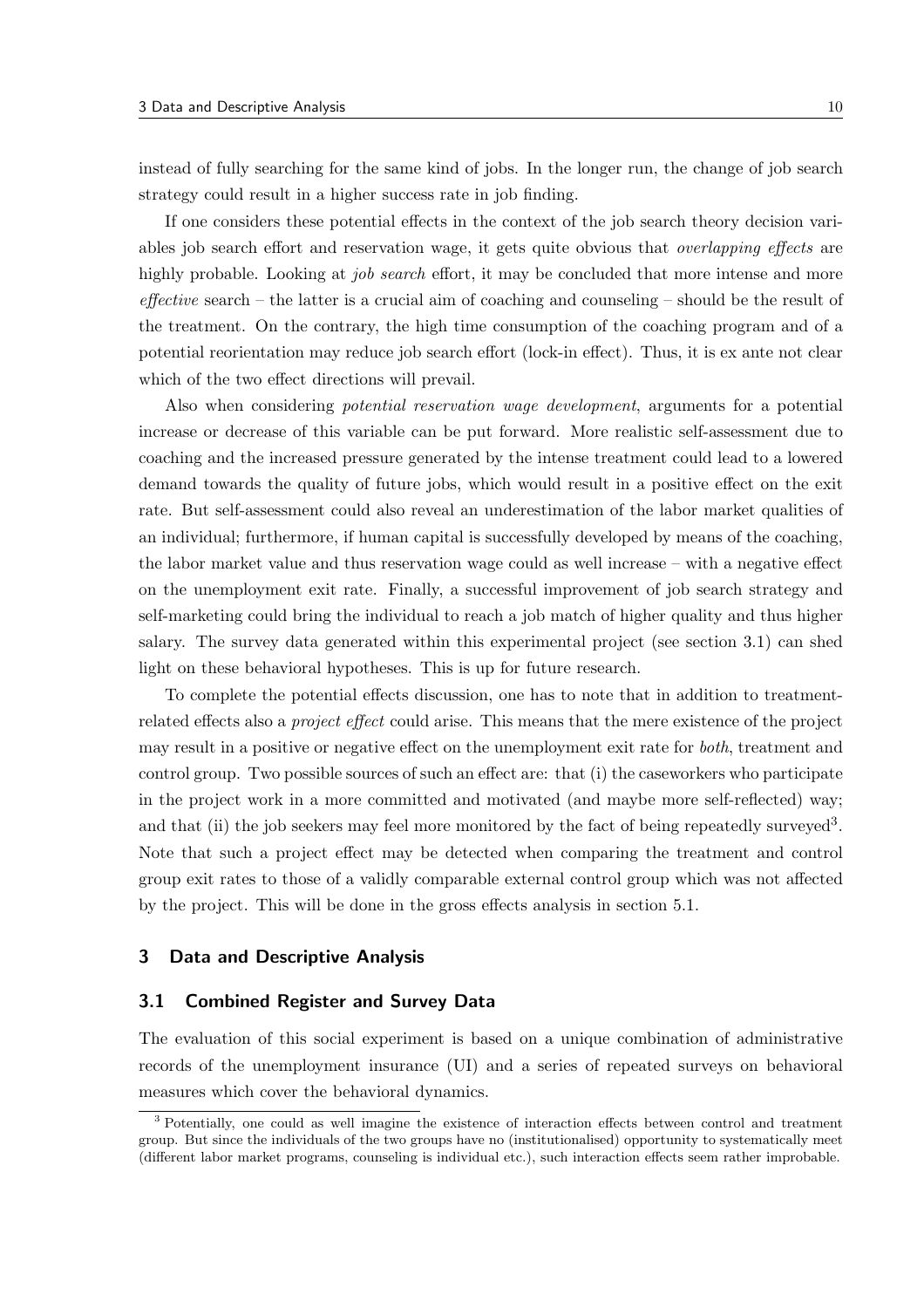instead of fully searching for the same kind of jobs. In the longer run, the change of job search strategy could result in a higher success rate in job finding.

If one considers these potential effects in the context of the job search theory decision variables job search effort and reservation wage, it gets quite obvious that *overlapping effects* are highly probable. Looking at *job search* effort, it may be concluded that more intense and more *effective* search – the latter is a crucial aim of coaching and counseling – should be the result of the treatment. On the contrary, the high time consumption of the coaching program and of a potential reorientation may reduce job search effort (lock-in effect). Thus, it is ex ante not clear which of the two effect directions will prevail.

Also when considering *potential reservation wage development*, arguments for a potential increase or decrease of this variable can be put forward. More realistic self-assessment due to coaching and the increased pressure generated by the intense treatment could lead to a lowered demand towards the quality of future jobs, which would result in a positive effect on the exit rate. But self-assessment could also reveal an underestimation of the labor market qualities of an individual; furthermore, if human capital is successfully developed by means of the coaching, the labor market value and thus reservation wage could as well increase – with a negative effect on the unemployment exit rate. Finally, a successful improvement of job search strategy and self-marketing could bring the individual to reach a job match of higher quality and thus higher salary. The survey data generated within this experimental project (see section 3.1) can shed light on these behavioral hypotheses. This is up for future research.

To complete the potential effects discussion, one has to note that in addition to treatment-related effects also a *project effect* could arise. This means that the mere existence of the project may result in a positive or negative effect on the unemployment exit rate for *both*, treatment and control group. Two possible sources of such an effect are: that (i) the caseworkers who participate in the project work in a more committed and motivated (and maybe more self-reflected) way; and that (ii) the job seekers may feel more monitored by the fact of being repeatedly surveyed[3]. Note that such a project effect may be detected when comparing the treatment and control group exit rates to those of a validly comparable external control group which was not affected by the project. This will be done in the gross effects analysis in section 5.1.

## 3 Data and Descriptive Analysis

### 3.1 Combined Register and Survey Data

The evaluation of this social experiment is based on a unique combination of administrative records of the unemployment insurance (UI) and a series of repeated surveys on behavioral measures which cover the behavioral dynamics.

[3] Potentially, one could as well imagine the existence of interaction effects between control and treatment group. But since the individuals of the two groups have no (institutionalised) opportunity to systematically meet (different labor market programs, counseling is individual etc.), such interaction effects seem rather improbable.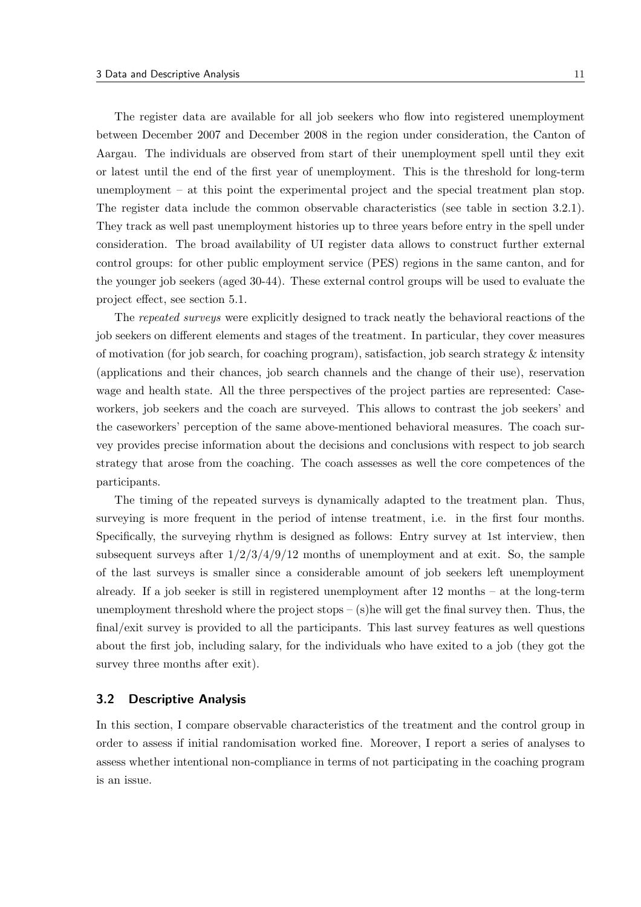The register data are available for all job seekers who flow into registered unemployment between December 2007 and December 2008 in the region under consideration, the Canton of Aargau. The individuals are observed from start of their unemployment spell until they exit or latest until the end of the first year of unemployment. This is the threshold for long-term unemployment – at this point the experimental project and the special treatment plan stop. The register data include the common observable characteristics (see table in section 3.2.1). They track as well past unemployment histories up to three years before entry in the spell under consideration. The broad availability of UI register data allows to construct further external control groups: for other public employment service (PES) regions in the same canton, and for the younger job seekers (aged 30-44). These external control groups will be used to evaluate the project effect, see section 5.1.

The *repeated surveys* were explicitly designed to track neatly the behavioral reactions of the job seekers on different elements and stages of the treatment. In particular, they cover measures of motivation (for job search, for coaching program), satisfaction, job search strategy & intensity (applications and their chances, job search channels and the change of their use), reservation wage and health state. All the three perspectives of the project parties are represented: Caseworkers, job seekers and the coach are surveyed. This allows to contrast the job seekers' and the caseworkers' perception of the same above-mentioned behavioral measures. The coach survey provides precise information about the decisions and conclusions with respect to job search strategy that arose from the coaching. The coach assesses as well the core competences of the participants.

The timing of the repeated surveys is dynamically adapted to the treatment plan. Thus, surveying is more frequent in the period of intense treatment, i.e. in the first four months. Specifically, the surveying rhythm is designed as follows: Entry survey at 1st interview, then subsequent surveys after 1/2/3/4/9/12 months of unemployment and at exit. So, the sample of the last surveys is smaller since a considerable amount of job seekers left unemployment already. If a job seeker is still in registered unemployment after 12 months – at the long-term unemployment threshold where the project stops – (s)he will get the final survey then. Thus, the final/exit survey is provided to all the participants. This last survey features as well questions about the first job, including salary, for the individuals who have exited to a job (they got the survey three months after exit).

## 3.2 Descriptive Analysis

In this section, I compare observable characteristics of the treatment and the control group in order to assess if initial randomisation worked fine. Moreover, I report a series of analyses to assess whether intentional non-compliance in terms of not participating in the coaching program is an issue.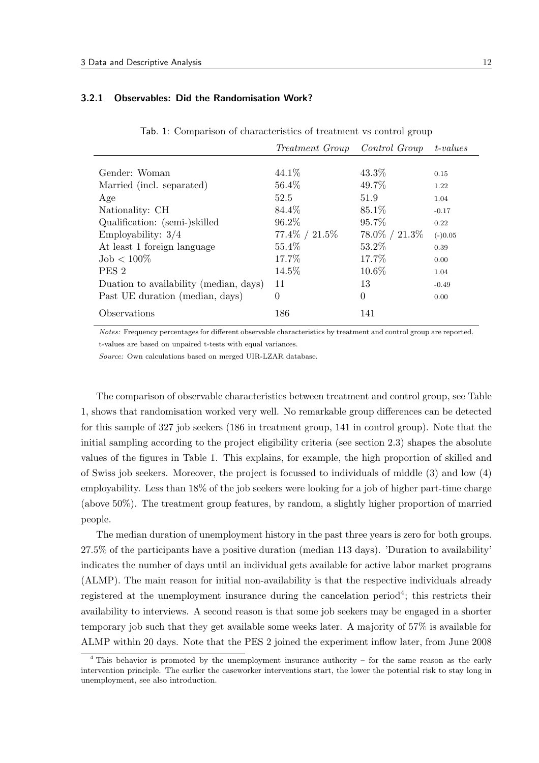### 3.2.1 Observables: Did the Randomisation Work?

Tab. 1: Comparison of characteristics of treatment vs control group

| | *Treatment Group* | *Control Group* | *t-values* |
|---|---|---|---|
| Gender: Woman | 44.1% | 43.3% | 0.15 |
| Married (incl. separated) | 56.4% | 49.7% | 1.22 |
| Age | 52.5 | 51.9 | 1.04 |
| Nationality: CH | 84.4% | 85.1% | -0.17 |
| Qualification: (semi-)skilled | 96.2% | 95.7% | 0.22 |
| Employability: 3/4 | 77.4% / 21.5% | 78.0% / 21.3% | (-)0.05 |
| At least 1 foreign language | 55.4% | 53.2% | 0.39 |
| Job < 100% | 17.7% | 17.7% | 0.00 |
| PES 2 | 14.5% | 10.6% | 1.04 |
| Duation to availability (median, days) | 11 | 13 | -0.49 |
| Past UE duration (median, days) | 0 | 0 | 0.00 |
| Observations | 186 | 141 | |

*Notes:* Frequency percentages for different observable characteristics by treatment and control group are reported. t-values are based on unpaired t-tests with equal variances.

*Source:* Own calculations based on merged UIR-LZAR database.

The comparison of observable characteristics between treatment and control group, see Table 1, shows that randomisation worked very well. No remarkable group differences can be detected for this sample of 327 job seekers (186 in treatment group, 141 in control group). Note that the initial sampling according to the project eligibility criteria (see section 2.3) shapes the absolute values of the figures in Table 1. This explains, for example, the high proportion of skilled and of Swiss job seekers. Moreover, the project is focussed to individuals of middle (3) and low (4) employability. Less than 18% of the job seekers were looking for a job of higher part-time charge (above 50%). The treatment group features, by random, a slightly higher proportion of married people.

The median duration of unemployment history in the past three years is zero for both groups. 27.5% of the participants have a positive duration (median 113 days). 'Duration to availability' indicates the number of days until an individual gets available for active labor market programs (ALMP). The main reason for initial non-availability is that the respective individuals already registered at the unemployment insurance during the cancelation period[4]; this restricts their availability to interviews. A second reason is that some job seekers may be engaged in a shorter temporary job such that they get available some weeks later. A majority of 57% is available for ALMP within 20 days. Note that the PES 2 joined the experiment inflow later, from June 2008

[4] This behavior is promoted by the unemployment insurance authority – for the same reason as the early intervention principle. The earlier the caseworker interventions start, the lower the potential risk to stay long in unemployment, see also introduction.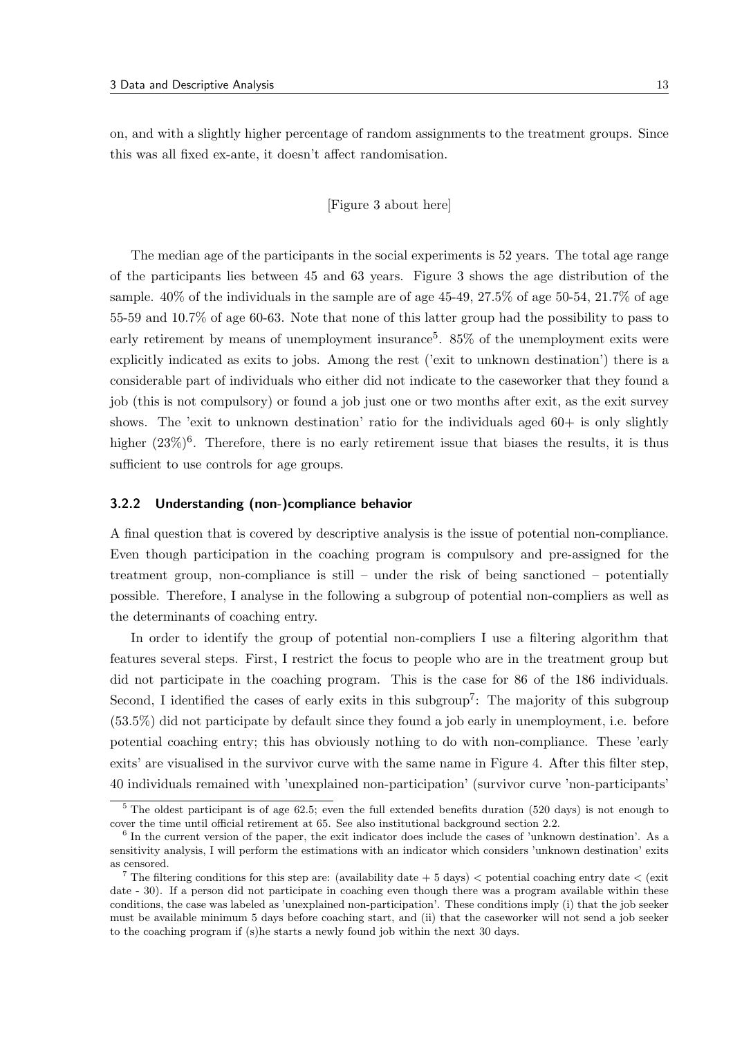on, and with a slightly higher percentage of random assignments to the treatment groups. Since this was all fixed ex-ante, it doesn't affect randomisation.

[Figure 3 about here]

The median age of the participants in the social experiments is 52 years. The total age range of the participants lies between 45 and 63 years. Figure 3 shows the age distribution of the sample. 40% of the individuals in the sample are of age 45-49, 27.5% of age 50-54, 21.7% of age 55-59 and 10.7% of age 60-63. Note that none of this latter group had the possibility to pass to early retirement by means of unemployment insurance[5]. 85% of the unemployment exits were explicitly indicated as exits to jobs. Among the rest ('exit to unknown destination') there is a considerable part of individuals who either did not indicate to the caseworker that they found a job (this is not compulsory) or found a job just one or two months after exit, as the exit survey shows. The 'exit to unknown destination' ratio for the individuals aged 60+ is only slightly higher (23%)[6]. Therefore, there is no early retirement issue that biases the results, it is thus sufficient to use controls for age groups.

### 3.2.2 Understanding (non-)compliance behavior

A final question that is covered by descriptive analysis is the issue of potential non-compliance. Even though participation in the coaching program is compulsory and pre-assigned for the treatment group, non-compliance is still – under the risk of being sanctioned – potentially possible. Therefore, I analyse in the following a subgroup of potential non-compliers as well as the determinants of coaching entry.

In order to identify the group of potential non-compliers I use a filtering algorithm that features several steps. First, I restrict the focus to people who are in the treatment group but did not participate in the coaching program. This is the case for 86 of the 186 individuals. Second, I identified the cases of early exits in this subgroup[7]: The majority of this subgroup (53.5%) did not participate by default since they found a job early in unemployment, i.e. before potential coaching entry; this has obviously nothing to do with non-compliance. These 'early exits' are visualised in the survivor curve with the same name in Figure 4. After this filter step, 40 individuals remained with 'unexplained non-participation' (survivor curve 'non-participants'

---

[5] The oldest participant is of age 62.5; even the full extended benefits duration (520 days) is not enough to cover the time until official retirement at 65. See also institutional background section 2.2.

[6] In the current version of the paper, the exit indicator does include the cases of 'unknown destination'. As a sensitivity analysis, I will perform the estimations with an indicator which considers 'unknown destination' exits as censored.

[7] The filtering conditions for this step are: (availability date + 5 days) < potential coaching entry date < (exit date - 30). If a person did not participate in coaching even though there was a program available within these conditions, the case was labeled as 'unexplained non-participation'. These conditions imply (i) that the job seeker must be available minimum 5 days before coaching start, and (ii) that the caseworker will not send a job seeker to the coaching program if (s)he starts a newly found job within the next 30 days.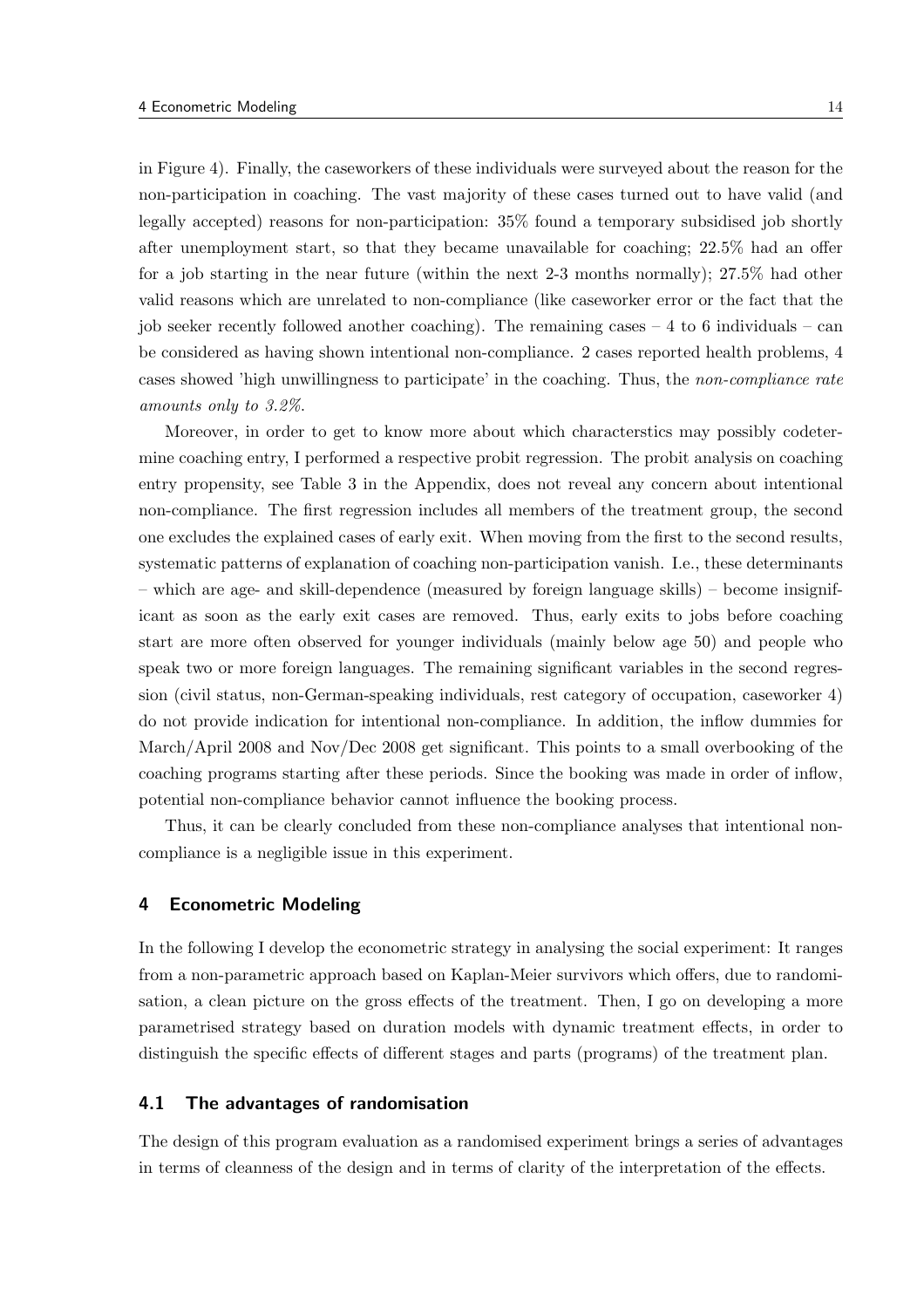in Figure 4). Finally, the caseworkers of these individuals were surveyed about the reason for the non-participation in coaching. The vast majority of these cases turned out to have valid (and legally accepted) reasons for non-participation: 35% found a temporary subsidised job shortly after unemployment start, so that they became unavailable for coaching; 22.5% had an offer for a job starting in the near future (within the next 2-3 months normally); 27.5% had other valid reasons which are unrelated to non-compliance (like caseworker error or the fact that the job seeker recently followed another coaching). The remaining cases – 4 to 6 individuals – can be considered as having shown intentional non-compliance. 2 cases reported health problems, 4 cases showed 'high unwillingness to participate' in the coaching. Thus, the *non-compliance rate amounts only to 3.2%*.

Moreover, in order to get to know more about which characterstics may possibly codetermine coaching entry, I performed a respective probit regression. The probit analysis on coaching entry propensity, see Table 3 in the Appendix, does not reveal any concern about intentional non-compliance. The first regression includes all members of the treatment group, the second one excludes the explained cases of early exit. When moving from the first to the second results, systematic patterns of explanation of coaching non-participation vanish. I.e., these determinants – which are age- and skill-dependence (measured by foreign language skills) – become insignificant as soon as the early exit cases are removed. Thus, early exits to jobs before coaching start are more often observed for younger individuals (mainly below age 50) and people who speak two or more foreign languages. The remaining significant variables in the second regression (civil status, non-German-speaking individuals, rest category of occupation, caseworker 4) do not provide indication for intentional non-compliance. In addition, the inflow dummies for March/April 2008 and Nov/Dec 2008 get significant. This points to a small overbooking of the coaching programs starting after these periods. Since the booking was made in order of inflow, potential non-compliance behavior cannot influence the booking process.

Thus, it can be clearly concluded from these non-compliance analyses that intentional non-compliance is a negligible issue in this experiment.

## 4 Econometric Modeling

In the following I develop the econometric strategy in analysing the social experiment: It ranges from a non-parametric approach based on Kaplan-Meier survivors which offers, due to randomisation, a clean picture on the gross effects of the treatment. Then, I go on developing a more parametrised strategy based on duration models with dynamic treatment effects, in order to distinguish the specific effects of different stages and parts (programs) of the treatment plan.

### 4.1 The advantages of randomisation

The design of this program evaluation as a randomised experiment brings a series of advantages in terms of cleanness of the design and in terms of clarity of the interpretation of the effects.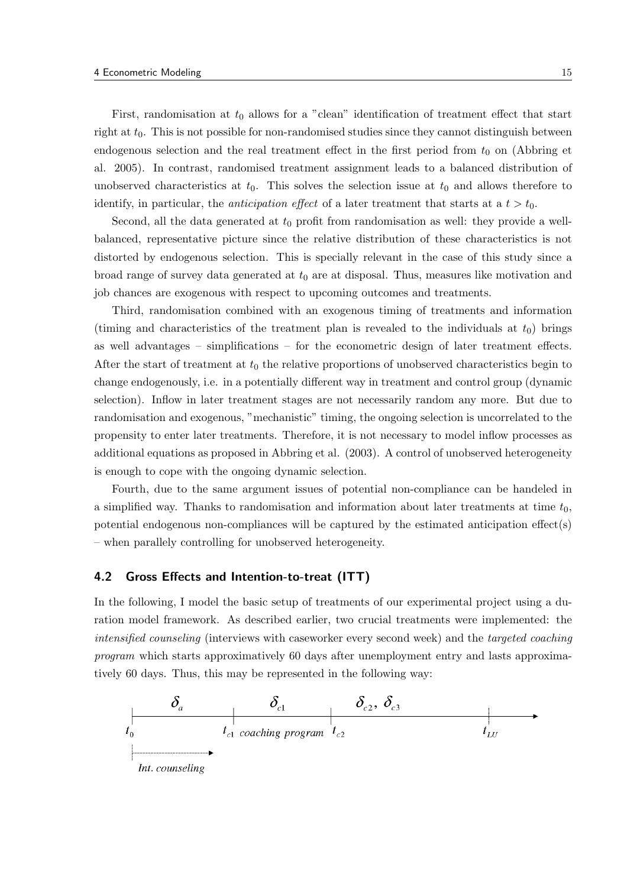First, randomisation at $t_0$ allows for a "clean" identification of treatment effect that start right at $t_0$. This is not possible for non-randomised studies since they cannot distinguish between endogenous selection and the real treatment effect in the first period from $t_0$ on (Abbring et al. 2005). In contrast, randomised treatment assignment leads to a balanced distribution of unobserved characteristics at $t_0$. This solves the selection issue at $t_0$ and allows therefore to identify, in particular, the *anticipation effect* of a later treatment that starts at a $t > t_0$.

Second, all the data generated at $t_0$ profit from randomisation as well: they provide a well-balanced, representative picture since the relative distribution of these characteristics is not distorted by endogenous selection. This is specially relevant in the case of this study since a broad range of survey data generated at $t_0$ are at disposal. Thus, measures like motivation and job chances are exogenous with respect to upcoming outcomes and treatments.

Third, randomisation combined with an exogenous timing of treatments and information (timing and characteristics of the treatment plan is revealed to the individuals at $t_0$) brings as well advantages – simplifications – for the econometric design of later treatment effects. After the start of treatment at $t_0$ the relative proportions of unobserved characteristics begin to change endogenously, i.e. in a potentially different way in treatment and control group (dynamic selection). Inflow in later treatment stages are not necessarily random any more. But due to randomisation and exogenous, "mechanistic" timing, the ongoing selection is uncorrelated to the propensity to enter later treatments. Therefore, it is not necessary to model inflow processes as additional equations as proposed in Abbring et al. (2003). A control of unobserved heterogeneity is enough to cope with the ongoing dynamic selection.

Fourth, due to the same argument issues of potential non-compliance can be handeled in a simplified way. Thanks to randomisation and information about later treatments at time $t_0$, potential endogenous non-compliances will be captured by the estimated anticipation effect(s) – when parallely controlling for unobserved heterogeneity.

## 4.2 Gross Effects and Intention-to-treat (ITT)

In the following, I model the basic setup of treatments of our experimental project using a duration model framework. As described earlier, two crucial treatments were implemented: the *intensified counseling* (interviews with caseworker every second week) and the *targeted coaching program* which starts approximatively 60 days after unemployment entry and lasts approximatively 60 days. Thus, this may be represented in the following way:

$\delta_a$ $\delta_{c1}$ $\delta_{c2}$, $\delta_{c3}$

$t_0$ $t_{c1}$ *coaching program* $t_{c2}$ $t_{LU}$

*Int. counseling*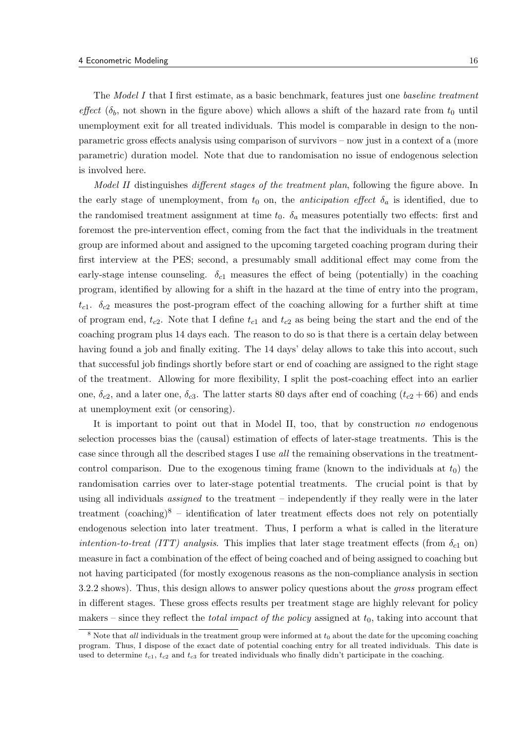The *Model I* that I first estimate, as a basic benchmark, features just one *baseline treatment effect* ($\delta_b$, not shown in the figure above) which allows a shift of the hazard rate from $t_0$ until unemployment exit for all treated individuals. This model is comparable in design to the non-parametric gross effects analysis using comparison of survivors – now just in a context of a (more parametric) duration model. Note that due to randomisation no issue of endogenous selection is involved here.

*Model II* distinguishes *different stages of the treatment plan*, following the figure above. In the early stage of unemployment, from $t_0$ on, the *anticipation effect* $\delta_a$ is identified, due to the randomised treatment assignment at time $t_0$. $\delta_a$ measures potentially two effects: first and foremost the pre-intervention effect, coming from the fact that the individuals in the treatment group are informed about and assigned to the upcoming targeted coaching program during their first interview at the PES; second, a presumably small additional effect may come from the early-stage intense counseling. $\delta_{c1}$ measures the effect of being (potentially) in the coaching program, identified by allowing for a shift in the hazard at the time of entry into the program, $t_{c1}$. $\delta_{c2}$ measures the post-program effect of the coaching allowing for a further shift at time of program end, $t_{c2}$. Note that I define $t_{c1}$ and $t_{c2}$ as being being the start and the end of the coaching program plus 14 days each. The reason to do so is that there is a certain delay between having found a job and finally exiting. The 14 days' delay allows to take this into accout, such that successful job findings shortly before start or end of coaching are assigned to the right stage of the treatment. Allowing for more flexibility, I split the post-coaching effect into an earlier one, $\delta_{c2}$, and a later one, $\delta_{c3}$. The latter starts 80 days after end of coaching ($t_{c2} + 66$) and ends at unemployment exit (or censoring).

It is important to point out that in Model II, too, that by construction *no* endogenous selection processes bias the (causal) estimation of effects of later-stage treatments. This is the case since through all the described stages I use *all* the remaining observations in the treatment-control comparison. Due to the exogenous timing frame (known to the individuals at $t_0$) the randomisation carries over to later-stage potential treatments. The crucial point is that by using all individuals *assigned* to the treatment – independently if they really were in the later treatment (coaching)[8] – identification of later treatment effects does not rely on potentially endogenous selection into later treatment. Thus, I perform a what is called in the literature *intention-to-treat (ITT) analysis*. This implies that later stage treatment effects (from $\delta_{c1}$ on) measure in fact a combination of the effect of being coached and of being assigned to coaching but not having participated (for mostly exogenous reasons as the non-compliance analysis in section 3.2.2 shows). Thus, this design allows to answer policy questions about the *gross* program effect in different stages. These gross effects results per treatment stage are highly relevant for policy makers – since they reflect the *total impact of the policy* assigned at $t_0$, taking into account that

[8] Note that *all* individuals in the treatment group were informed at $t_0$ about the date for the upcoming coaching program. Thus, I dispose of the exact date of potential coaching entry for all treated individuals. This date is used to determine $t_{c1}$, $t_{c2}$ and $t_{c3}$ for treated individuals who finally didn't participate in the coaching.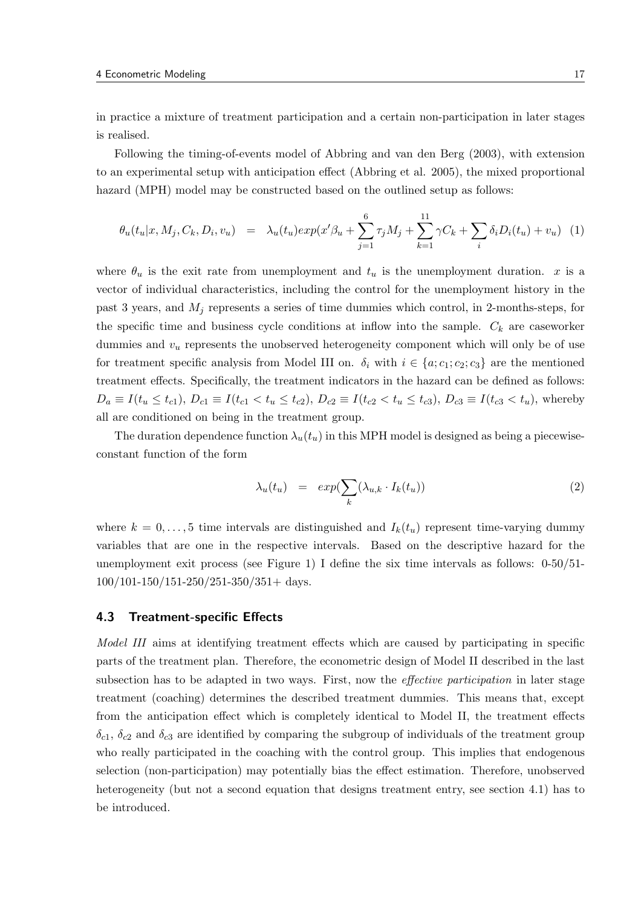in practice a mixture of treatment participation and a certain non-participation in later stages is realised.

Following the timing-of-events model of Abbring and van den Berg (2003), with extension to an experimental setup with anticipation effect (Abbring et al. 2005), the mixed proportional hazard (MPH) model may be constructed based on the outlined setup as follows:

$$\theta_u(t_u|x, M_j, C_k, D_i, v_u) \quad = \quad \lambda_u(t_u)exp(x'\beta_u + \sum_{j=1}^{6} \tau_j M_j + \sum_{k=1}^{11} \gamma C_k + \sum_i \delta_i D_i(t_u) + v_u) \quad (1)$$

where $\theta_u$ is the exit rate from unemployment and $t_u$ is the unemployment duration. $x$ is a vector of individual characteristics, including the control for the unemployment history in the past 3 years, and $M_j$ represents a series of time dummies which control, in 2-months-steps, for the specific time and business cycle conditions at inflow into the sample. $C_k$ are caseworker dummies and $v_u$ represents the unobserved heterogeneity component which will only be of use for treatment specific analysis from Model III on. $\delta_i$ with $i \in \{a; c_1; c_2; c_3\}$ are the mentioned treatment effects. Specifically, the treatment indicators in the hazard can be defined as follows: $D_a \equiv I(t_u \leq t_{c1})$, $D_{c1} \equiv I(t_{c1} < t_u \leq t_{c2})$, $D_{c2} \equiv I(t_{c2} < t_u \leq t_{c3})$, $D_{c3} \equiv I(t_{c3} < t_u)$, whereby all are conditioned on being in the treatment group.

The duration dependence function $\lambda_u(t_u)$ in this MPH model is designed as being a piecewise-constant function of the form

$$\lambda_u(t_u) \quad = \quad exp(\sum_k (\lambda_{u,k} \cdot I_k(t_u))) \quad (2)$$

where $k = 0, \ldots, 5$ time intervals are distinguished and $I_k(t_u)$ represent time-varying dummy variables that are one in the respective intervals. Based on the descriptive hazard for the unemployment exit process (see Figure 1) I define the six time intervals as follows: 0-50/51-100/101-150/151-250/251-350/351+ days.

### 4.3 Treatment-specific Effects

*Model III* aims at identifying treatment effects which are caused by participating in specific parts of the treatment plan. Therefore, the econometric design of Model II described in the last subsection has to be adapted in two ways. First, now the *effective participation* in later stage treatment (coaching) determines the described treatment dummies. This means that, except from the anticipation effect which is completely identical to Model II, the treatment effects $\delta_{c1}$, $\delta_{c2}$ and $\delta_{c3}$ are identified by comparing the subgroup of individuals of the treatment group who really participated in the coaching with the control group. This implies that endogenous selection (non-participation) may potentially bias the effect estimation. Therefore, unobserved heterogeneity (but not a second equation that designs treatment entry, see section 4.1) has to be introduced.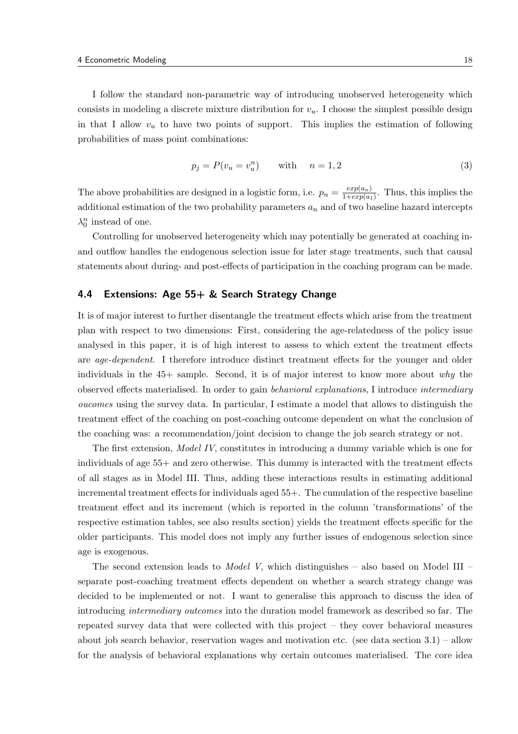I follow the standard non-parametric way of introducing unobserved heterogeneity which consists in modeling a discrete mixture distribution for $v_u$. I choose the simplest possible design in that I allow $v_u$ to have two points of support. This implies the estimation of following probabilities of mass point combinations:

$$p_j = P(v_u = v_u^n) \qquad \text{with} \quad n = 1, 2 \tag{3}$$

The above probabilities are designed in a logistic form, i.e. $p_n = \frac{exp(a_n)}{1+exp(a_1)}$. Thus, this implies the additional estimation of the two probability parameters $a_n$ and of two baseline hazard intercepts $\lambda_0^n$ instead of one.

Controlling for unobserved heterogeneity which may potentially be generated at coaching in- and outflow handles the endogenous selection issue for later stage treatments, such that causal statements about during- and post-effects of participation in the coaching program can be made.

### 4.4 Extensions: Age 55+ & Search Strategy Change

It is of major interest to further disentangle the treatment effects which arise from the treatment plan with respect to two dimensions: First, considering the age-relatedness of the policy issue analysed in this paper, it is of high interest to assess to which extent the treatment effects are *age-dependent*. I therefore introduce distinct treatment effects for the younger and older individuals in the 45+ sample. Second, it is of major interest to know more about *why* the observed effects materialised. In order to gain *behavioral explanations*, I introduce *intermediary oucomes* using the survey data. In particular, I estimate a model that allows to distinguish the treatment effect of the coaching on post-coaching outcome dependent on what the conclusion of the coaching was: a recommendation/joint decision to change the job search strategy or not.

The first extension, *Model IV*, constitutes in introducing a dummy variable which is one for individuals of age 55+ and zero otherwise. This dummy is interacted with the treatment effects of all stages as in Model III. Thus, adding these interactions results in estimating additional incremental treatment effects for individuals aged 55+. The cumulation of the respective baseline treatment effect and its increment (which is reported in the column 'transformations' of the respective estimation tables, see also results section) yields the treatment effects specific for the older participants. This model does not imply any further issues of endogenous selection since age is exogenous.

The second extension leads to *Model V*, which distinguishes – also based on Model III – separate post-coaching treatment effects dependent on whether a search strategy change was decided to be implemented or not. I want to generalise this approach to discuss the idea of introducing *intermediary outcomes* into the duration model framework as described so far. The repeated survey data that were collected with this project – they cover behavioral measures about job search behavior, reservation wages and motivation etc. (see data section 3.1) – allow for the analysis of behavioral explanations why certain outcomes materialised. The core idea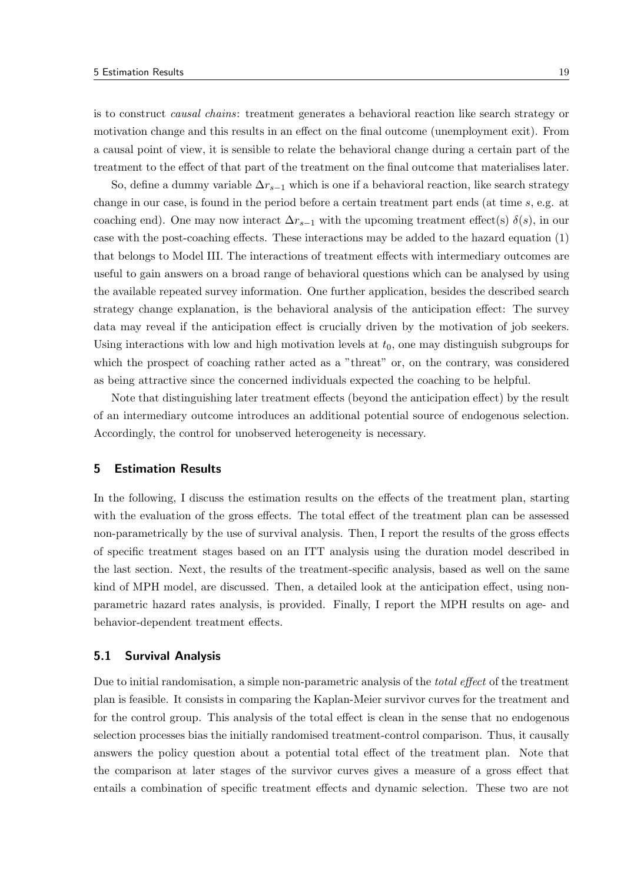is to construct *causal chains*: treatment generates a behavioral reaction like search strategy or motivation change and this results in an effect on the final outcome (unemployment exit). From a causal point of view, it is sensible to relate the behavioral change during a certain part of the treatment to the effect of that part of the treatment on the final outcome that materialises later.

So, define a dummy variable $\Delta r_{s-1}$ which is one if a behavioral reaction, like search strategy change in our case, is found in the period before a certain treatment part ends (at time $s$, e.g. at coaching end). One may now interact $\Delta r_{s-1}$ with the upcoming treatment effect(s) $\delta(s)$, in our case with the post-coaching effects. These interactions may be added to the hazard equation (1) that belongs to Model III. The interactions of treatment effects with intermediary outcomes are useful to gain answers on a broad range of behavioral questions which can be analysed by using the available repeated survey information. One further application, besides the described search strategy change explanation, is the behavioral analysis of the anticipation effect: The survey data may reveal if the anticipation effect is crucially driven by the motivation of job seekers. Using interactions with low and high motivation levels at $t_0$, one may distinguish subgroups for which the prospect of coaching rather acted as a "threat" or, on the contrary, was considered as being attractive since the concerned individuals expected the coaching to be helpful.

Note that distinguishing later treatment effects (beyond the anticipation effect) by the result of an intermediary outcome introduces an additional potential source of endogenous selection. Accordingly, the control for unobserved heterogeneity is necessary.

## 5 Estimation Results

In the following, I discuss the estimation results on the effects of the treatment plan, starting with the evaluation of the gross effects. The total effect of the treatment plan can be assessed non-parametrically by the use of survival analysis. Then, I report the results of the gross effects of specific treatment stages based on an ITT analysis using the duration model described in the last section. Next, the results of the treatment-specific analysis, based as well on the same kind of MPH model, are discussed. Then, a detailed look at the anticipation effect, using non-parametric hazard rates analysis, is provided. Finally, I report the MPH results on age- and behavior-dependent treatment effects.

### 5.1 Survival Analysis

Due to initial randomisation, a simple non-parametric analysis of the *total effect* of the treatment plan is feasible. It consists in comparing the Kaplan-Meier survivor curves for the treatment and for the control group. This analysis of the total effect is clean in the sense that no endogenous selection processes bias the initially randomised treatment-control comparison. Thus, it causally answers the policy question about a potential total effect of the treatment plan. Note that the comparison at later stages of the survivor curves gives a measure of a gross effect that entails a combination of specific treatment effects and dynamic selection. These two are not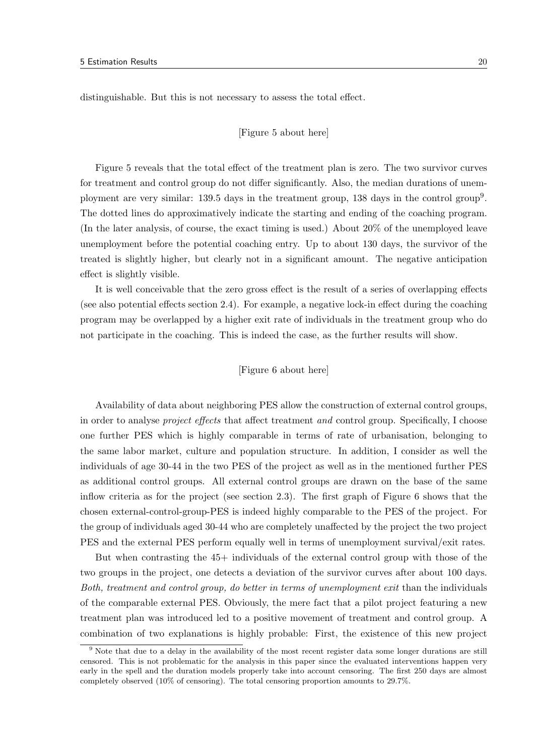distinguishable. But this is not necessary to assess the total effect.

[Figure 5 about here]

Figure 5 reveals that the total effect of the treatment plan is zero. The two survivor curves for treatment and control group do not differ significantly. Also, the median durations of unemployment are very similar: 139.5 days in the treatment group, 138 days in the control group[9]. The dotted lines do approximatively indicate the starting and ending of the coaching program. (In the later analysis, of course, the exact timing is used.) About 20% of the unemployed leave unemployment before the potential coaching entry. Up to about 130 days, the survivor of the treated is slightly higher, but clearly not in a significant amount. The negative anticipation effect is slightly visible.

It is well conceivable that the zero gross effect is the result of a series of overlapping effects (see also potential effects section 2.4). For example, a negative lock-in effect during the coaching program may be overlapped by a higher exit rate of individuals in the treatment group who do not participate in the coaching. This is indeed the case, as the further results will show.

[Figure 6 about here]

Availability of data about neighboring PES allow the construction of external control groups, in order to analyse *project effects* that affect treatment *and* control group. Specifically, I choose one further PES which is highly comparable in terms of rate of urbanisation, belonging to the same labor market, culture and population structure. In addition, I consider as well the individuals of age 30-44 in the two PES of the project as well as in the mentioned further PES as additional control groups. All external control groups are drawn on the base of the same inflow criteria as for the project (see section 2.3). The first graph of Figure 6 shows that the chosen external-control-group-PES is indeed highly comparable to the PES of the project. For the group of individuals aged 30-44 who are completely unaffected by the project the two project PES and the external PES perform equally well in terms of unemployment survival/exit rates.

But when contrasting the 45+ individuals of the external control group with those of the two groups in the project, one detects a deviation of the survivor curves after about 100 days. *Both, treatment and control group, do better in terms of unemployment exit* than the individuals of the comparable external PES. Obviously, the mere fact that a pilot project featuring a new treatment plan was introduced led to a positive movement of treatment and control group. A combination of two explanations is highly probable: First, the existence of this new project

[9] Note that due to a delay in the availability of the most recent register data some longer durations are still censored. This is not problematic for the analysis in this paper since the evaluated interventions happen very early in the spell and the duration models properly take into account censoring. The first 250 days are almost completely observed (10% of censoring). The total censoring proportion amounts to 29.7%.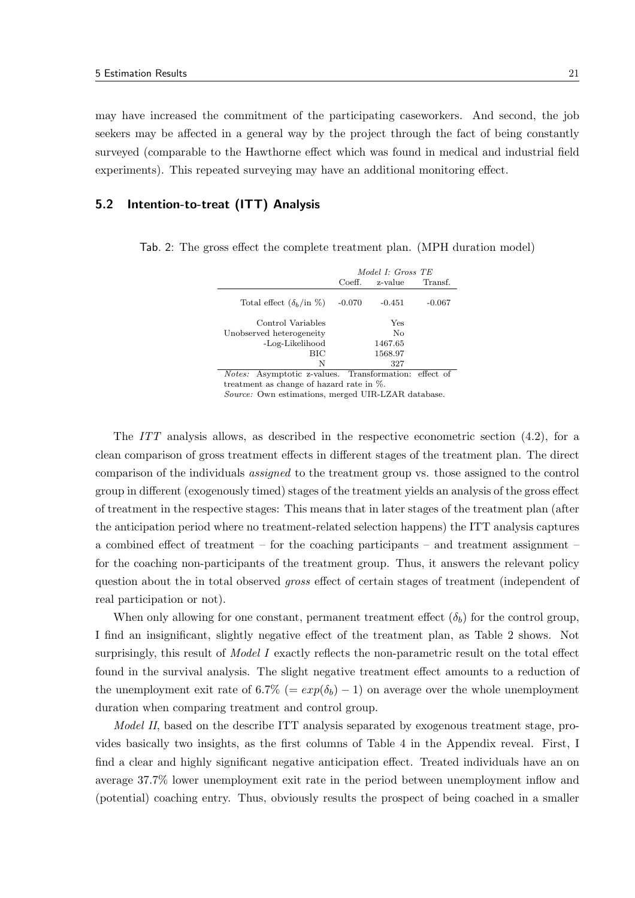may have increased the commitment of the participating caseworkers. And second, the job seekers may be affected in a general way by the project through the fact of being constantly surveyed (comparable to the Hawthorne effect which was found in medical and industrial field experiments). This repeated surveying may have an additional monitoring effect.

## 5.2 Intention-to-treat (ITT) Analysis

Tab. 2: The gross effect the complete treatment plan. (MPH duration model)

| | *Model I: Gross TE* | | |
|---|---|---|---|
| | Coeff. | z-value | Transf. |
| Total effect ($\delta_b$/in %) | -0.070 | -0.451 | -0.067 |
| Control Variables | | Yes | |
| Unobserved heterogeneity | | No | |
| -Log-Likelihood | | 1467.65 | |
| BIC | | 1568.97 | |
| N | | 327 | |

*Notes:* Asymptotic z-values. Transformation: effect of treatment as change of hazard rate in %.
*Source:* Own estimations, merged UIR-LZAR database.

The *ITT* analysis allows, as described in the respective econometric section (4.2), for a clean comparison of gross treatment effects in different stages of the treatment plan. The direct comparison of the individuals *assigned* to the treatment group vs. those assigned to the control group in different (exogenously timed) stages of the treatment yields an analysis of the gross effect of treatment in the respective stages: This means that in later stages of the treatment plan (after the anticipation period where no treatment-related selection happens) the ITT analysis captures a combined effect of treatment – for the coaching participants – and treatment assignment – for the coaching non-participants of the treatment group. Thus, it answers the relevant policy question about the in total observed *gross* effect of certain stages of treatment (independent of real participation or not).

When only allowing for one constant, permanent treatment effect ($\delta_b$) for the control group, I find an insignificant, slightly negative effect of the treatment plan, as Table 2 shows. Not surprisingly, this result of *Model I* exactly reflects the non-parametric result on the total effect found in the survival analysis. The slight negative treatment effect amounts to a reduction of the unemployment exit rate of 6.7% ($= exp(\delta_b) - 1$) on average over the whole unemployment duration when comparing treatment and control group.

*Model II*, based on the describe ITT analysis separated by exogenous treatment stage, provides basically two insights, as the first columns of Table 4 in the Appendix reveal. First, I find a clear and highly significant negative anticipation effect. Treated individuals have an on average 37.7% lower unemployment exit rate in the period between unemployment inflow and (potential) coaching entry. Thus, obviously results the prospect of being coached in a smaller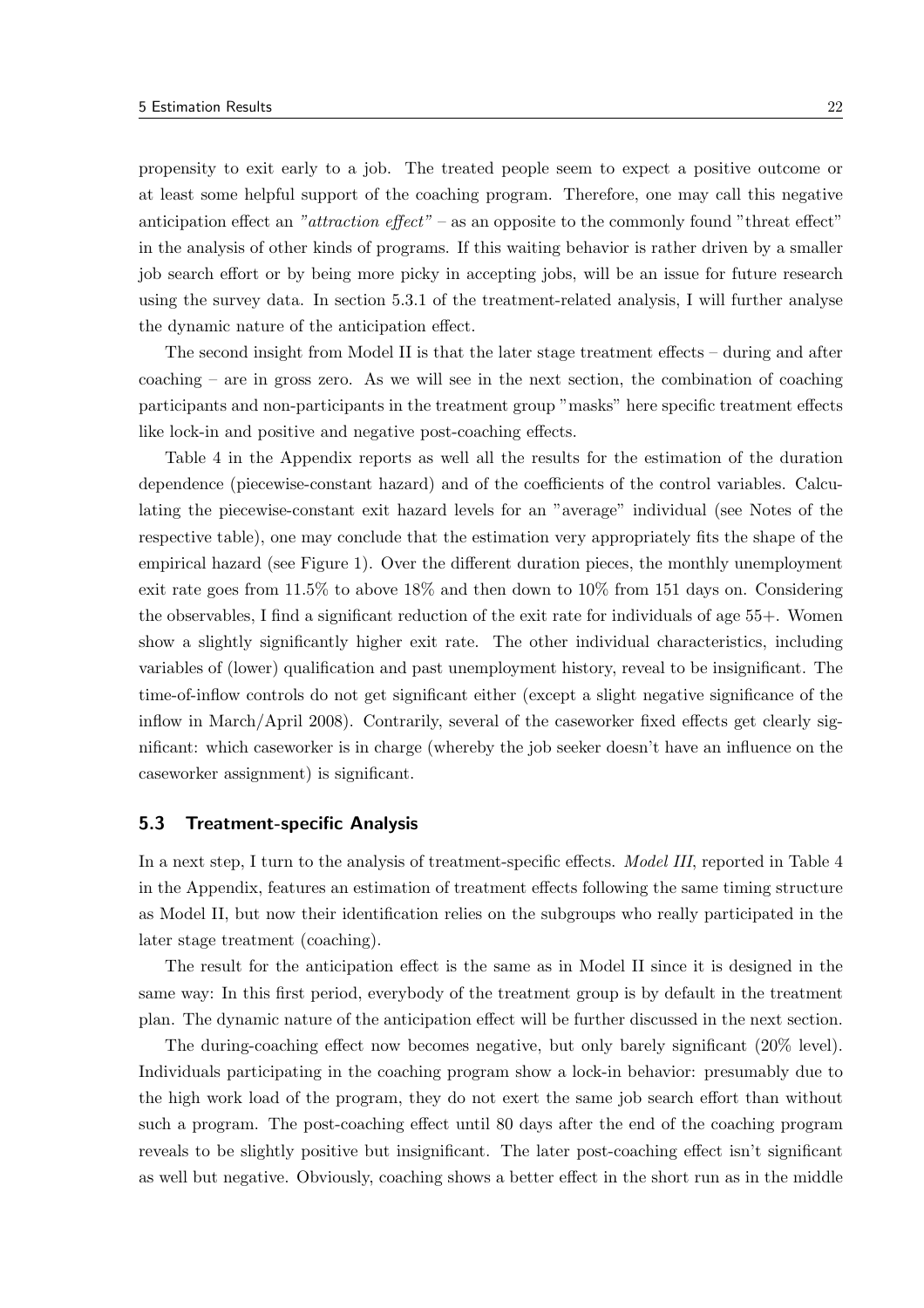propensity to exit early to a job. The treated people seem to expect a positive outcome or at least some helpful support of the coaching program. Therefore, one may call this negative anticipation effect an *"attraction effect"* – as an opposite to the commonly found "threat effect" in the analysis of other kinds of programs. If this waiting behavior is rather driven by a smaller job search effort or by being more picky in accepting jobs, will be an issue for future research using the survey data. In section 5.3.1 of the treatment-related analysis, I will further analyse the dynamic nature of the anticipation effect.

The second insight from Model II is that the later stage treatment effects – during and after coaching – are in gross zero. As we will see in the next section, the combination of coaching participants and non-participants in the treatment group "masks" here specific treatment effects like lock-in and positive and negative post-coaching effects.

Table 4 in the Appendix reports as well all the results for the estimation of the duration dependence (piecewise-constant hazard) and of the coefficients of the control variables. Calculating the piecewise-constant exit hazard levels for an "average" individual (see Notes of the respective table), one may conclude that the estimation very appropriately fits the shape of the empirical hazard (see Figure 1). Over the different duration pieces, the monthly unemployment exit rate goes from 11.5% to above 18% and then down to 10% from 151 days on. Considering the observables, I find a significant reduction of the exit rate for individuals of age 55+. Women show a slightly significantly higher exit rate. The other individual characteristics, including variables of (lower) qualification and past unemployment history, reveal to be insignificant. The time-of-inflow controls do not get significant either (except a slight negative significance of the inflow in March/April 2008). Contrarily, several of the caseworker fixed effects get clearly significant: which caseworker is in charge (whereby the job seeker doesn't have an influence on the caseworker assignment) is significant.

## 5.3 Treatment-specific Analysis

In a next step, I turn to the analysis of treatment-specific effects. *Model III*, reported in Table 4 in the Appendix, features an estimation of treatment effects following the same timing structure as Model II, but now their identification relies on the subgroups who really participated in the later stage treatment (coaching).

The result for the anticipation effect is the same as in Model II since it is designed in the same way: In this first period, everybody of the treatment group is by default in the treatment plan. The dynamic nature of the anticipation effect will be further discussed in the next section.

The during-coaching effect now becomes negative, but only barely significant (20% level). Individuals participating in the coaching program show a lock-in behavior: presumably due to the high work load of the program, they do not exert the same job search effort than without such a program. The post-coaching effect until 80 days after the end of the coaching program reveals to be slightly positive but insignificant. The later post-coaching effect isn't significant as well but negative. Obviously, coaching shows a better effect in the short run as in the middle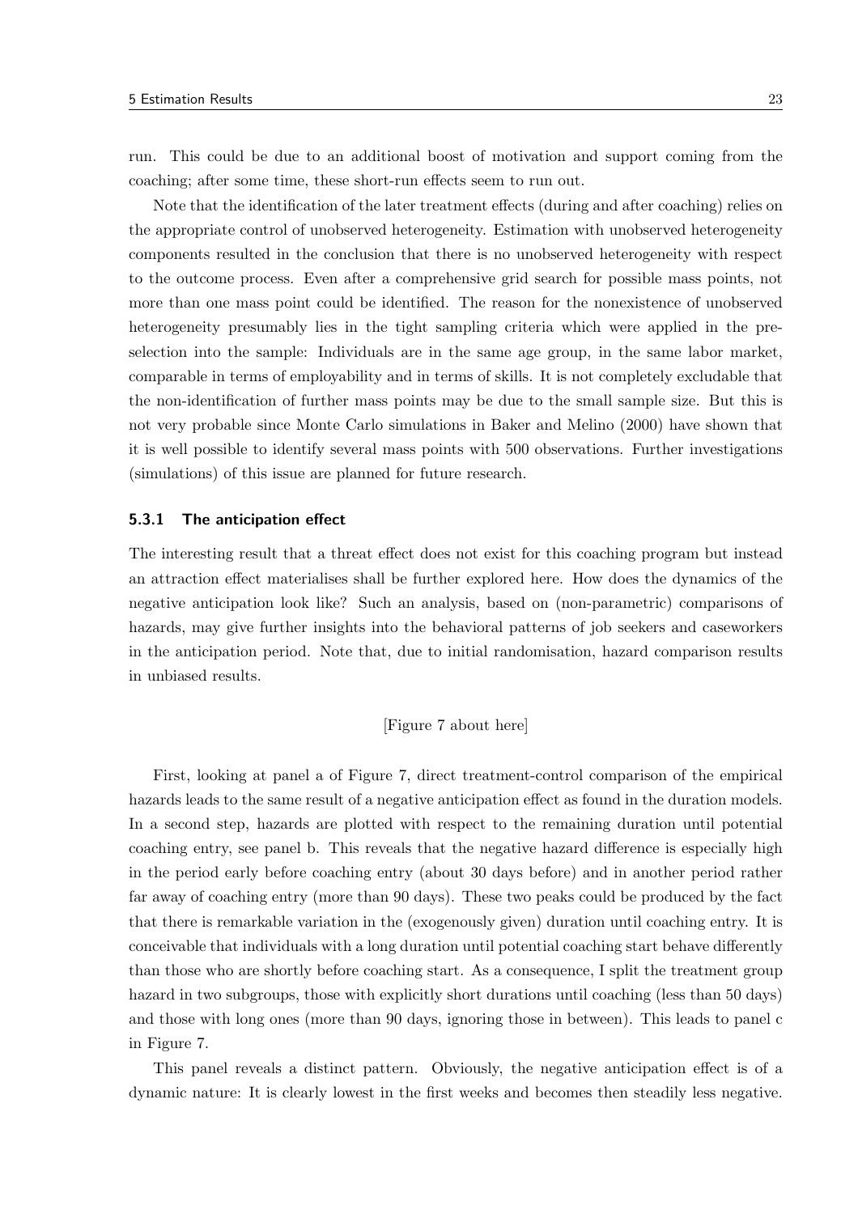run. This could be due to an additional boost of motivation and support coming from the coaching; after some time, these short-run effects seem to run out.

Note that the identification of the later treatment effects (during and after coaching) relies on the appropriate control of unobserved heterogeneity. Estimation with unobserved heterogeneity components resulted in the conclusion that there is no unobserved heterogeneity with respect to the outcome process. Even after a comprehensive grid search for possible mass points, not more than one mass point could be identified. The reason for the nonexistence of unobserved heterogeneity presumably lies in the tight sampling criteria which were applied in the pre-selection into the sample: Individuals are in the same age group, in the same labor market, comparable in terms of employability and in terms of skills. It is not completely excludable that the non-identification of further mass points may be due to the small sample size. But this is not very probable since Monte Carlo simulations in Baker and Melino (2000) have shown that it is well possible to identify several mass points with 500 observations. Further investigations (simulations) of this issue are planned for future research.

### 5.3.1 The anticipation effect

The interesting result that a threat effect does not exist for this coaching program but instead an attraction effect materialises shall be further explored here. How does the dynamics of the negative anticipation look like? Such an analysis, based on (non-parametric) comparisons of hazards, may give further insights into the behavioral patterns of job seekers and caseworkers in the anticipation period. Note that, due to initial randomisation, hazard comparison results in unbiased results.

[Figure 7 about here]

First, looking at panel a of Figure 7, direct treatment-control comparison of the empirical hazards leads to the same result of a negative anticipation effect as found in the duration models. In a second step, hazards are plotted with respect to the remaining duration until potential coaching entry, see panel b. This reveals that the negative hazard difference is especially high in the period early before coaching entry (about 30 days before) and in another period rather far away of coaching entry (more than 90 days). These two peaks could be produced by the fact that there is remarkable variation in the (exogenously given) duration until coaching entry. It is conceivable that individuals with a long duration until potential coaching start behave differently than those who are shortly before coaching start. As a consequence, I split the treatment group hazard in two subgroups, those with explicitly short durations until coaching (less than 50 days) and those with long ones (more than 90 days, ignoring those in between). This leads to panel c in Figure 7.

This panel reveals a distinct pattern. Obviously, the negative anticipation effect is of a dynamic nature: It is clearly lowest in the first weeks and becomes then steadily less negative.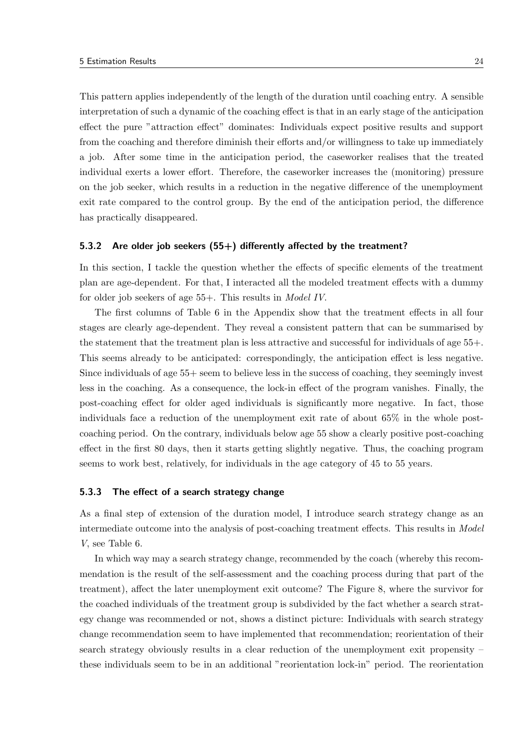This pattern applies independently of the length of the duration until coaching entry. A sensible interpretation of such a dynamic of the coaching effect is that in an early stage of the anticipation effect the pure "attraction effect" dominates: Individuals expect positive results and support from the coaching and therefore diminish their efforts and/or willingness to take up immediately a job. After some time in the anticipation period, the caseworker realises that the treated individual exerts a lower effort. Therefore, the caseworker increases the (monitoring) pressure on the job seeker, which results in a reduction in the negative difference of the unemployment exit rate compared to the control group. By the end of the anticipation period, the difference has practically disappeared.

### 5.3.2 Are older job seekers (55+) differently affected by the treatment?

In this section, I tackle the question whether the effects of specific elements of the treatment plan are age-dependent. For that, I interacted all the modeled treatment effects with a dummy for older job seekers of age 55+. This results in *Model IV*.

The first columns of Table 6 in the Appendix show that the treatment effects in all four stages are clearly age-dependent. They reveal a consistent pattern that can be summarised by the statement that the treatment plan is less attractive and successful for individuals of age 55+. This seems already to be anticipated: correspondingly, the anticipation effect is less negative. Since individuals of age 55+ seem to believe less in the success of coaching, they seemingly invest less in the coaching. As a consequence, the lock-in effect of the program vanishes. Finally, the post-coaching effect for older aged individuals is significantly more negative. In fact, those individuals face a reduction of the unemployment exit rate of about 65% in the whole post-coaching period. On the contrary, individuals below age 55 show a clearly positive post-coaching effect in the first 80 days, then it starts getting slightly negative. Thus, the coaching program seems to work best, relatively, for individuals in the age category of 45 to 55 years.

### 5.3.3 The effect of a search strategy change

As a final step of extension of the duration model, I introduce search strategy change as an intermediate outcome into the analysis of post-coaching treatment effects. This results in *Model V*, see Table 6.

In which way may a search strategy change, recommended by the coach (whereby this recommendation is the result of the self-assessment and the coaching process during that part of the treatment), affect the later unemployment exit outcome? The Figure 8, where the survivor for the coached individuals of the treatment group is subdivided by the fact whether a search strategy change was recommended or not, shows a distinct picture: Individuals with search strategy change recommendation seem to have implemented that recommendation; reorientation of their search strategy obviously results in a clear reduction of the unemployment exit propensity – these individuals seem to be in an additional "reorientation lock-in" period. The reorientation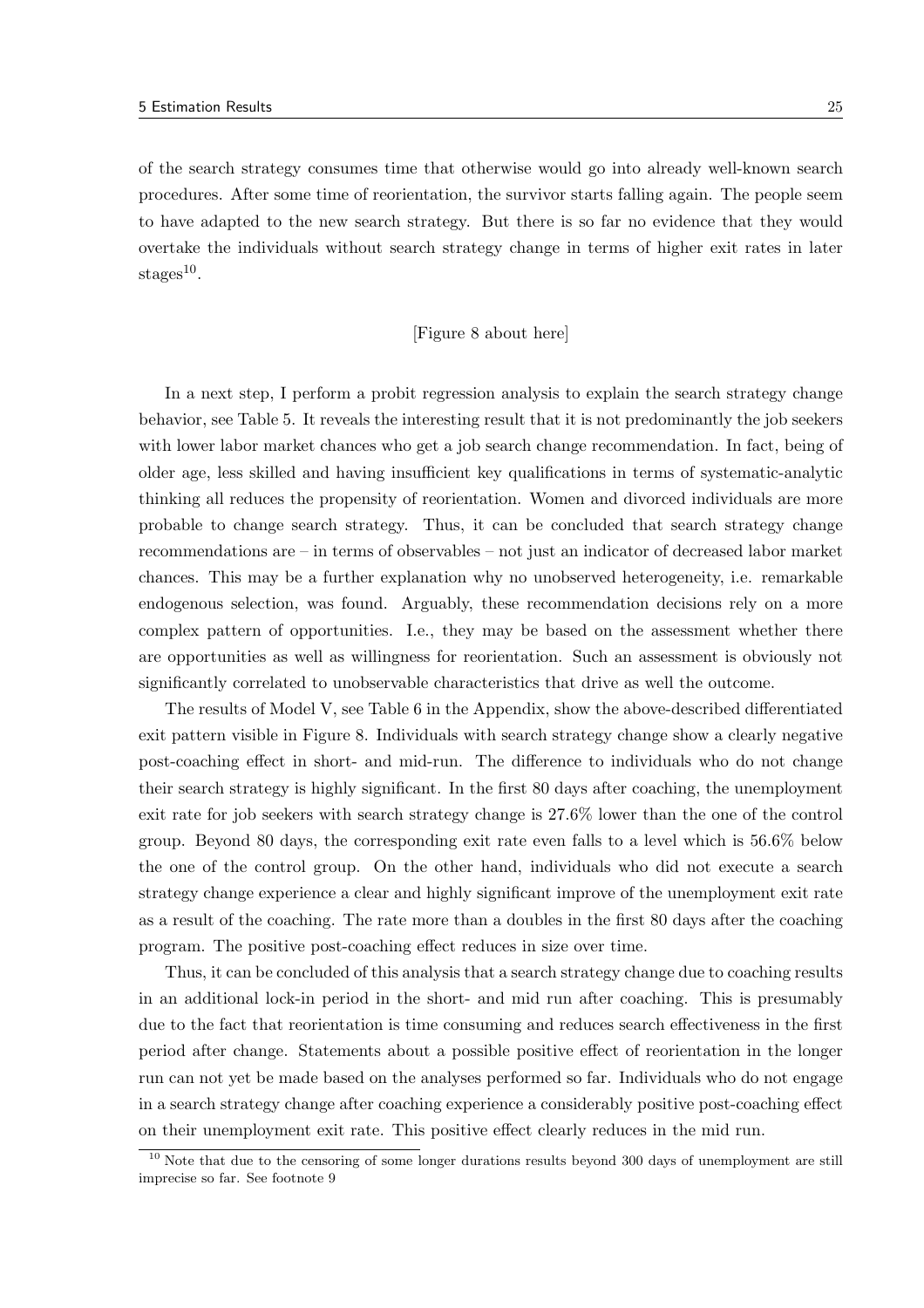of the search strategy consumes time that otherwise would go into already well-known search procedures. After some time of reorientation, the survivor starts falling again. The people seem to have adapted to the new search strategy. But there is so far no evidence that they would overtake the individuals without search strategy change in terms of higher exit rates in later stages[10].

[Figure 8 about here]

In a next step, I perform a probit regression analysis to explain the search strategy change behavior, see Table 5. It reveals the interesting result that it is not predominantly the job seekers with lower labor market chances who get a job search change recommendation. In fact, being of older age, less skilled and having insufficient key qualifications in terms of systematic-analytic thinking all reduces the propensity of reorientation. Women and divorced individuals are more probable to change search strategy. Thus, it can be concluded that search strategy change recommendations are – in terms of observables – not just an indicator of decreased labor market chances. This may be a further explanation why no unobserved heterogeneity, i.e. remarkable endogenous selection, was found. Arguably, these recommendation decisions rely on a more complex pattern of opportunities. I.e., they may be based on the assessment whether there are opportunities as well as willingness for reorientation. Such an assessment is obviously not significantly correlated to unobservable characteristics that drive as well the outcome.

The results of Model V, see Table 6 in the Appendix, show the above-described differentiated exit pattern visible in Figure 8. Individuals with search strategy change show a clearly negative post-coaching effect in short- and mid-run. The difference to individuals who do not change their search strategy is highly significant. In the first 80 days after coaching, the unemployment exit rate for job seekers with search strategy change is 27.6% lower than the one of the control group. Beyond 80 days, the corresponding exit rate even falls to a level which is 56.6% below the one of the control group. On the other hand, individuals who did not execute a search strategy change experience a clear and highly significant improve of the unemployment exit rate as a result of the coaching. The rate more than a doubles in the first 80 days after the coaching program. The positive post-coaching effect reduces in size over time.

Thus, it can be concluded of this analysis that a search strategy change due to coaching results in an additional lock-in period in the short- and mid run after coaching. This is presumably due to the fact that reorientation is time consuming and reduces search effectiveness in the first period after change. Statements about a possible positive effect of reorientation in the longer run can not yet be made based on the analyses performed so far. Individuals who do not engage in a search strategy change after coaching experience a considerably positive post-coaching effect on their unemployment exit rate. This positive effect clearly reduces in the mid run.

[10] Note that due to the censoring of some longer durations results beyond 300 days of unemployment are still imprecise so far. See footnote 9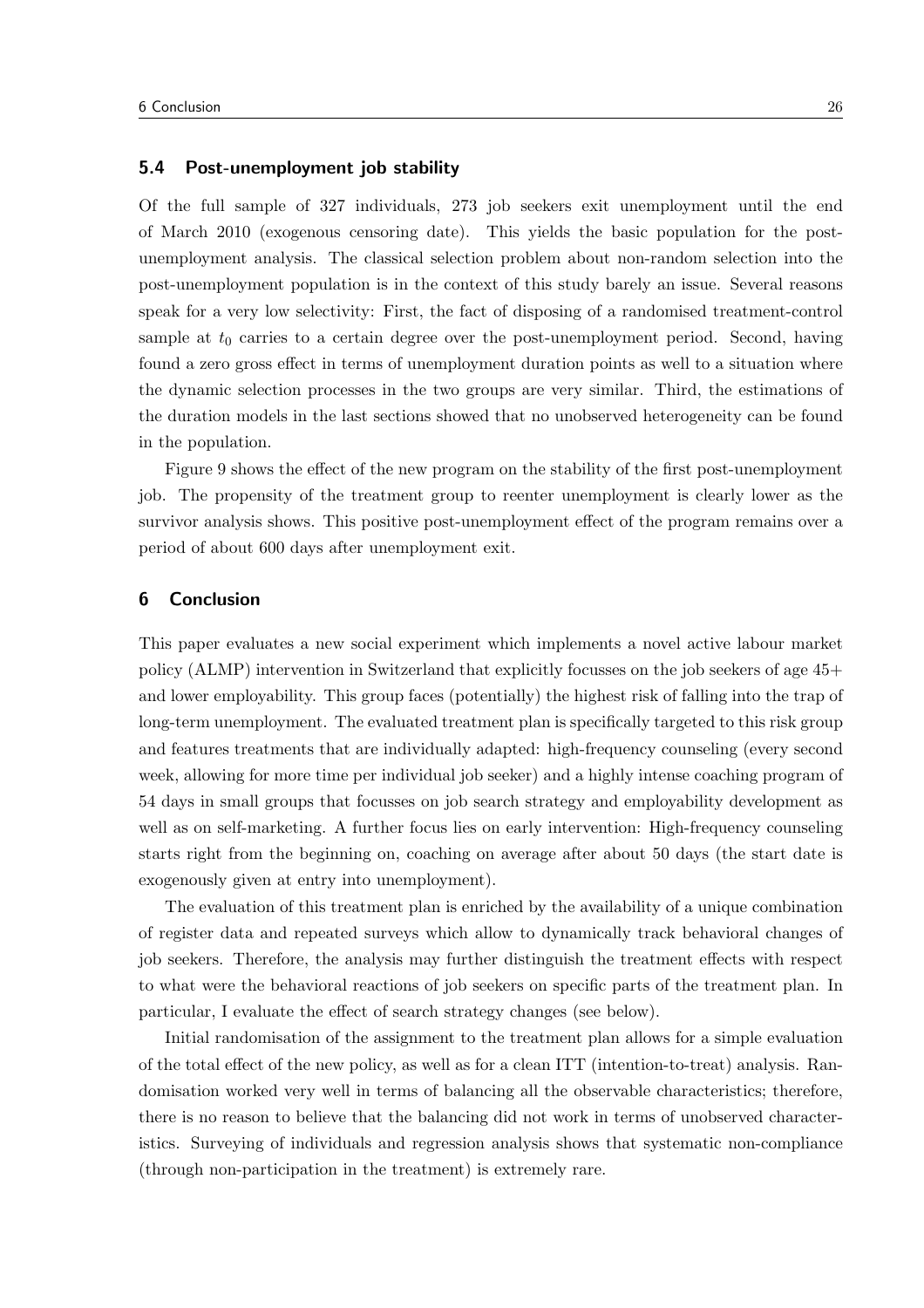### 5.4 Post-unemployment job stability

Of the full sample of 327 individuals, 273 job seekers exit unemployment until the end of March 2010 (exogenous censoring date). This yields the basic population for the post-unemployment analysis. The classical selection problem about non-random selection into the post-unemployment population is in the context of this study barely an issue. Several reasons speak for a very low selectivity: First, the fact of disposing of a randomised treatment-control sample at $t_0$ carries to a certain degree over the post-unemployment period. Second, having found a zero gross effect in terms of unemployment duration points as well to a situation where the dynamic selection processes in the two groups are very similar. Third, the estimations of the duration models in the last sections showed that no unobserved heterogeneity can be found in the population.

Figure 9 shows the effect of the new program on the stability of the first post-unemployment job. The propensity of the treatment group to reenter unemployment is clearly lower as the survivor analysis shows. This positive post-unemployment effect of the program remains over a period of about 600 days after unemployment exit.

## 6 Conclusion

This paper evaluates a new social experiment which implements a novel active labour market policy (ALMP) intervention in Switzerland that explicitly focusses on the job seekers of age 45+ and lower employability. This group faces (potentially) the highest risk of falling into the trap of long-term unemployment. The evaluated treatment plan is specifically targeted to this risk group and features treatments that are individually adapted: high-frequency counseling (every second week, allowing for more time per individual job seeker) and a highly intense coaching program of 54 days in small groups that focusses on job search strategy and employability development as well as on self-marketing. A further focus lies on early intervention: High-frequency counseling starts right from the beginning on, coaching on average after about 50 days (the start date is exogenously given at entry into unemployment).

The evaluation of this treatment plan is enriched by the availability of a unique combination of register data and repeated surveys which allow to dynamically track behavioral changes of job seekers. Therefore, the analysis may further distinguish the treatment effects with respect to what were the behavioral reactions of job seekers on specific parts of the treatment plan. In particular, I evaluate the effect of search strategy changes (see below).

Initial randomisation of the assignment to the treatment plan allows for a simple evaluation of the total effect of the new policy, as well as for a clean ITT (intention-to-treat) analysis. Randomisation worked very well in terms of balancing all the observable characteristics; therefore, there is no reason to believe that the balancing did not work in terms of unobserved characteristics. Surveying of individuals and regression analysis shows that systematic non-compliance (through non-participation in the treatment) is extremely rare.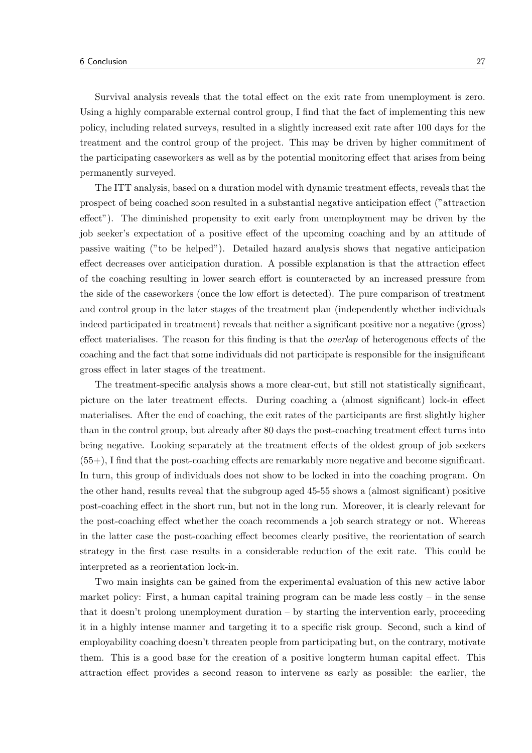Survival analysis reveals that the total effect on the exit rate from unemployment is zero. Using a highly comparable external control group, I find that the fact of implementing this new policy, including related surveys, resulted in a slightly increased exit rate after 100 days for the treatment and the control group of the project. This may be driven by higher commitment of the participating caseworkers as well as by the potential monitoring effect that arises from being permanently surveyed.

The ITT analysis, based on a duration model with dynamic treatment effects, reveals that the prospect of being coached soon resulted in a substantial negative anticipation effect ("attraction effect"). The diminished propensity to exit early from unemployment may be driven by the job seeker's expectation of a positive effect of the upcoming coaching and by an attitude of passive waiting ("to be helped"). Detailed hazard analysis shows that negative anticipation effect decreases over anticipation duration. A possible explanation is that the attraction effect of the coaching resulting in lower search effort is counteracted by an increased pressure from the side of the caseworkers (once the low effort is detected). The pure comparison of treatment and control group in the later stages of the treatment plan (independently whether individuals indeed participated in treatment) reveals that neither a significant positive nor a negative (gross) effect materialises. The reason for this finding is that the *overlap* of heterogenous effects of the coaching and the fact that some individuals did not participate is responsible for the insignificant gross effect in later stages of the treatment.

The treatment-specific analysis shows a more clear-cut, but still not statistically significant, picture on the later treatment effects. During coaching a (almost significant) lock-in effect materialises. After the end of coaching, the exit rates of the participants are first slightly higher than in the control group, but already after 80 days the post-coaching treatment effect turns into being negative. Looking separately at the treatment effects of the oldest group of job seekers (55+), I find that the post-coaching effects are remarkably more negative and become significant. In turn, this group of individuals does not show to be locked in into the coaching program. On the other hand, results reveal that the subgroup aged 45-55 shows a (almost significant) positive post-coaching effect in the short run, but not in the long run. Moreover, it is clearly relevant for the post-coaching effect whether the coach recommends a job search strategy or not. Whereas in the latter case the post-coaching effect becomes clearly positive, the reorientation of search strategy in the first case results in a considerable reduction of the exit rate. This could be interpreted as a reorientation lock-in.

Two main insights can be gained from the experimental evaluation of this new active labor market policy: First, a human capital training program can be made less costly – in the sense that it doesn't prolong unemployment duration – by starting the intervention early, proceeding it in a highly intense manner and targeting it to a specific risk group. Second, such a kind of employability coaching doesn't threaten people from participating but, on the contrary, motivate them. This is a good base for the creation of a positive longterm human capital effect. This attraction effect provides a second reason to intervene as early as possible: the earlier, the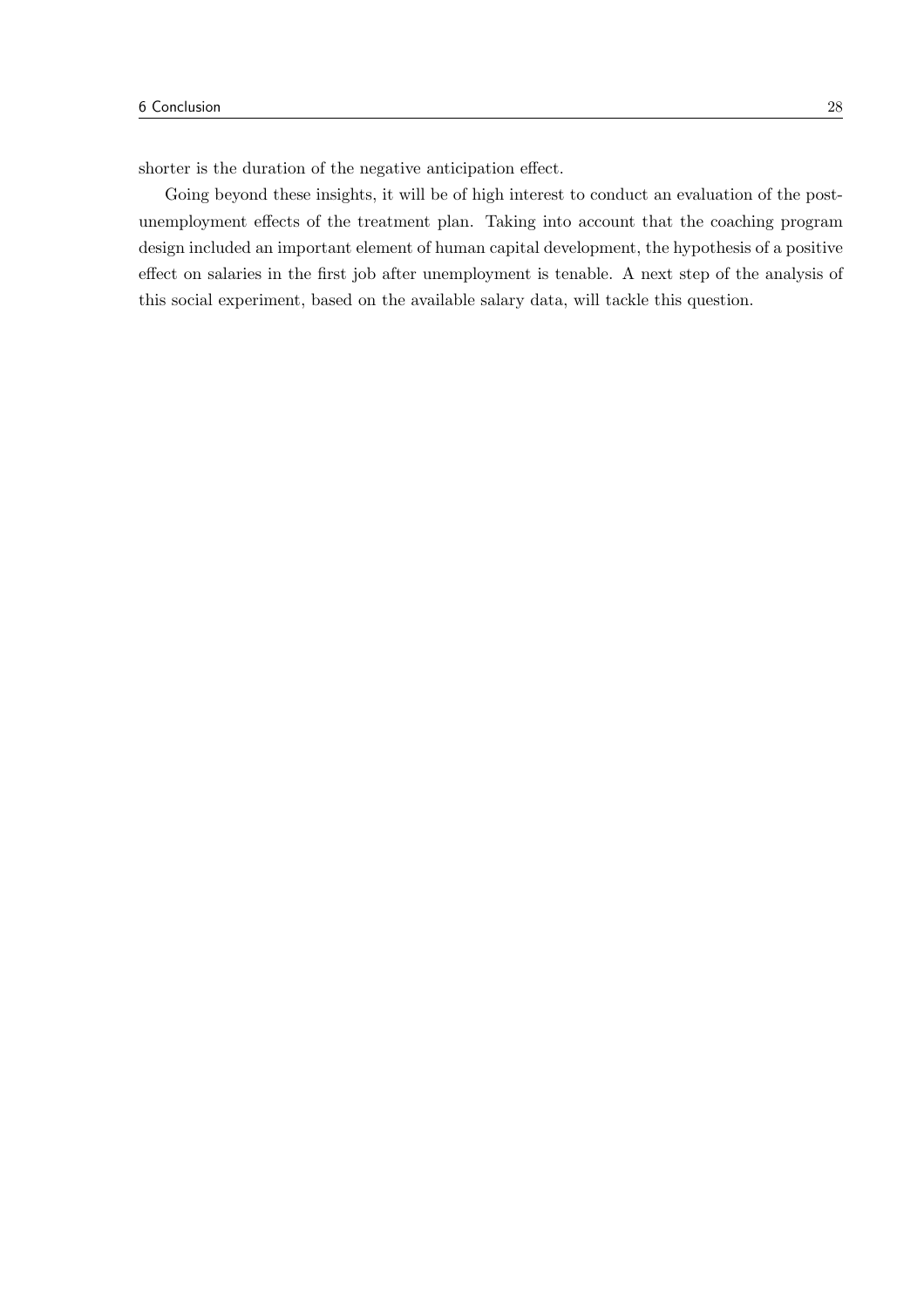shorter is the duration of the negative anticipation effect.

Going beyond these insights, it will be of high interest to conduct an evaluation of the post-unemployment effects of the treatment plan. Taking into account that the coaching program design included an important element of human capital development, the hypothesis of a positive effect on salaries in the first job after unemployment is tenable. A next step of the analysis of this social experiment, based on the available salary data, will tackle this question.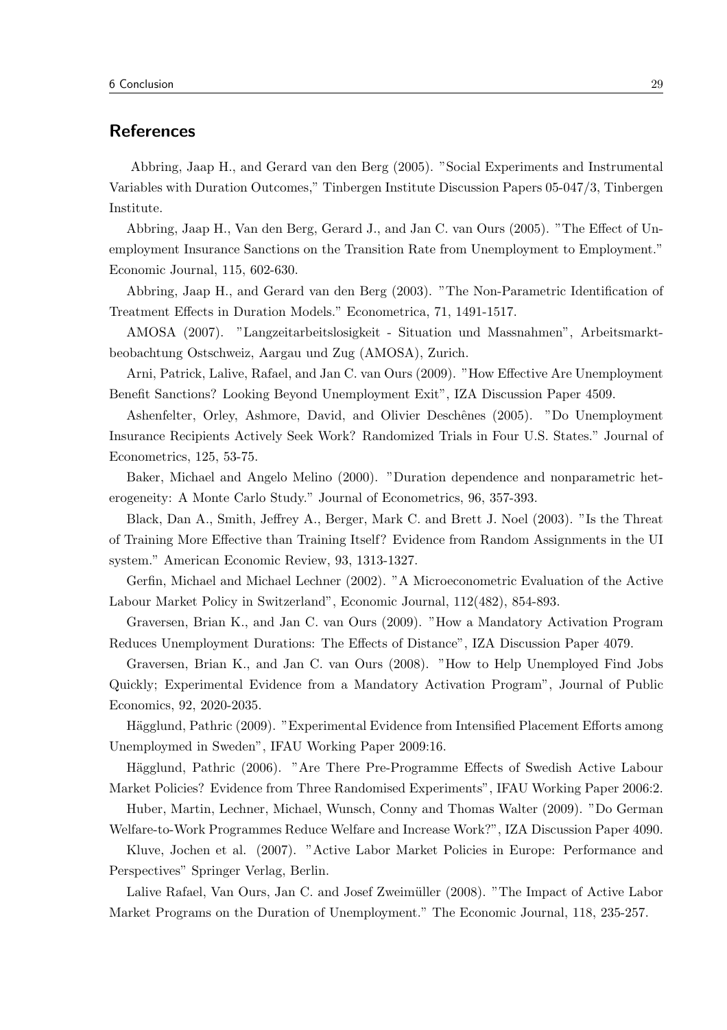## References

Abbring, Jaap H., and Gerard van den Berg (2005). "Social Experiments and Instrumental Variables with Duration Outcomes," Tinbergen Institute Discussion Papers 05-047/3, Tinbergen Institute.

Abbring, Jaap H., Van den Berg, Gerard J., and Jan C. van Ours (2005). "The Effect of Unemployment Insurance Sanctions on the Transition Rate from Unemployment to Employment." Economic Journal, 115, 602-630.

Abbring, Jaap H., and Gerard van den Berg (2003). "The Non-Parametric Identification of Treatment Effects in Duration Models." Econometrica, 71, 1491-1517.

AMOSA (2007). "Langzeitarbeitslosigkeit - Situation und Massnahmen", Arbeitsmarktbeobachtung Ostschweiz, Aargau und Zug (AMOSA), Zurich.

Arni, Patrick, Lalive, Rafael, and Jan C. van Ours (2009). "How Effective Are Unemployment Benefit Sanctions? Looking Beyond Unemployment Exit", IZA Discussion Paper 4509.

Ashenfelter, Orley, Ashmore, David, and Olivier Deschênes (2005). "Do Unemployment Insurance Recipients Actively Seek Work? Randomized Trials in Four U.S. States." Journal of Econometrics, 125, 53-75.

Baker, Michael and Angelo Melino (2000). "Duration dependence and nonparametric heterogeneity: A Monte Carlo Study." Journal of Econometrics, 96, 357-393.

Black, Dan A., Smith, Jeffrey A., Berger, Mark C. and Brett J. Noel (2003). "Is the Threat of Training More Effective than Training Itself? Evidence from Random Assignments in the UI system." American Economic Review, 93, 1313-1327.

Gerfin, Michael and Michael Lechner (2002). "A Microeconometric Evaluation of the Active Labour Market Policy in Switzerland", Economic Journal, 112(482), 854-893.

Graversen, Brian K., and Jan C. van Ours (2009). "How a Mandatory Activation Program Reduces Unemployment Durations: The Effects of Distance", IZA Discussion Paper 4079.

Graversen, Brian K., and Jan C. van Ours (2008). "How to Help Unemployed Find Jobs Quickly; Experimental Evidence from a Mandatory Activation Program", Journal of Public Economics, 92, 2020-2035.

Hägglund, Pathric (2009). "Experimental Evidence from Intensified Placement Efforts among Unemploymed in Sweden", IFAU Working Paper 2009:16.

Hägglund, Pathric (2006). "Are There Pre-Programme Effects of Swedish Active Labour Market Policies? Evidence from Three Randomised Experiments", IFAU Working Paper 2006:2.

Huber, Martin, Lechner, Michael, Wunsch, Conny and Thomas Walter (2009). "Do German Welfare-to-Work Programmes Reduce Welfare and Increase Work?", IZA Discussion Paper 4090.

Kluve, Jochen et al. (2007). "Active Labor Market Policies in Europe: Performance and Perspectives" Springer Verlag, Berlin.

Lalive Rafael, Van Ours, Jan C. and Josef Zweimüller (2008). "The Impact of Active Labor Market Programs on the Duration of Unemployment." The Economic Journal, 118, 235-257.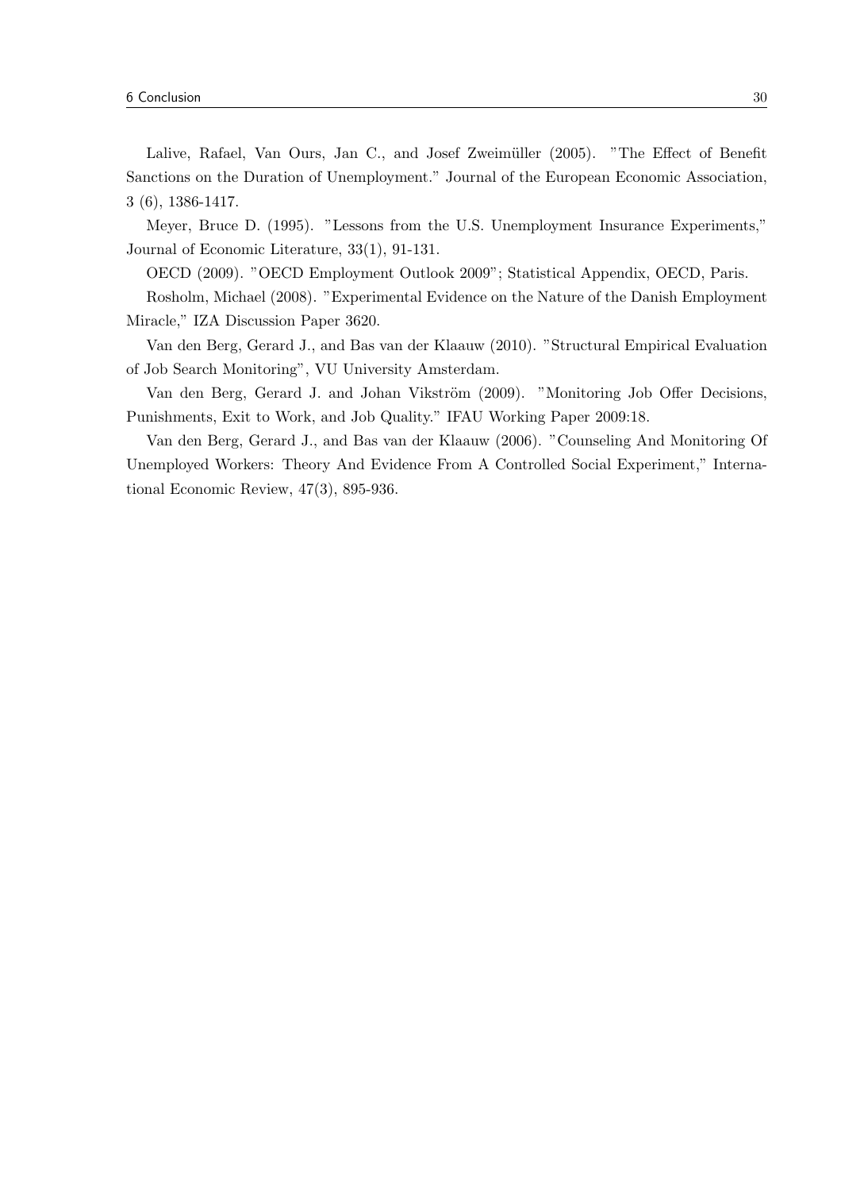Lalive, Rafael, Van Ours, Jan C., and Josef Zweimüller (2005). "The Effect of Benefit Sanctions on the Duration of Unemployment." Journal of the European Economic Association, 3 (6), 1386-1417.

Meyer, Bruce D. (1995). "Lessons from the U.S. Unemployment Insurance Experiments," Journal of Economic Literature, 33(1), 91-131.

OECD (2009). "OECD Employment Outlook 2009"; Statistical Appendix, OECD, Paris.

Rosholm, Michael (2008). "Experimental Evidence on the Nature of the Danish Employment Miracle," IZA Discussion Paper 3620.

Van den Berg, Gerard J., and Bas van der Klaauw (2010). "Structural Empirical Evaluation of Job Search Monitoring", VU University Amsterdam.

Van den Berg, Gerard J. and Johan Vikström (2009). "Monitoring Job Offer Decisions, Punishments, Exit to Work, and Job Quality." IFAU Working Paper 2009:18.

Van den Berg, Gerard J., and Bas van der Klaauw (2006). "Counseling And Monitoring Of Unemployed Workers: Theory And Evidence From A Controlled Social Experiment," International Economic Review, 47(3), 895-936.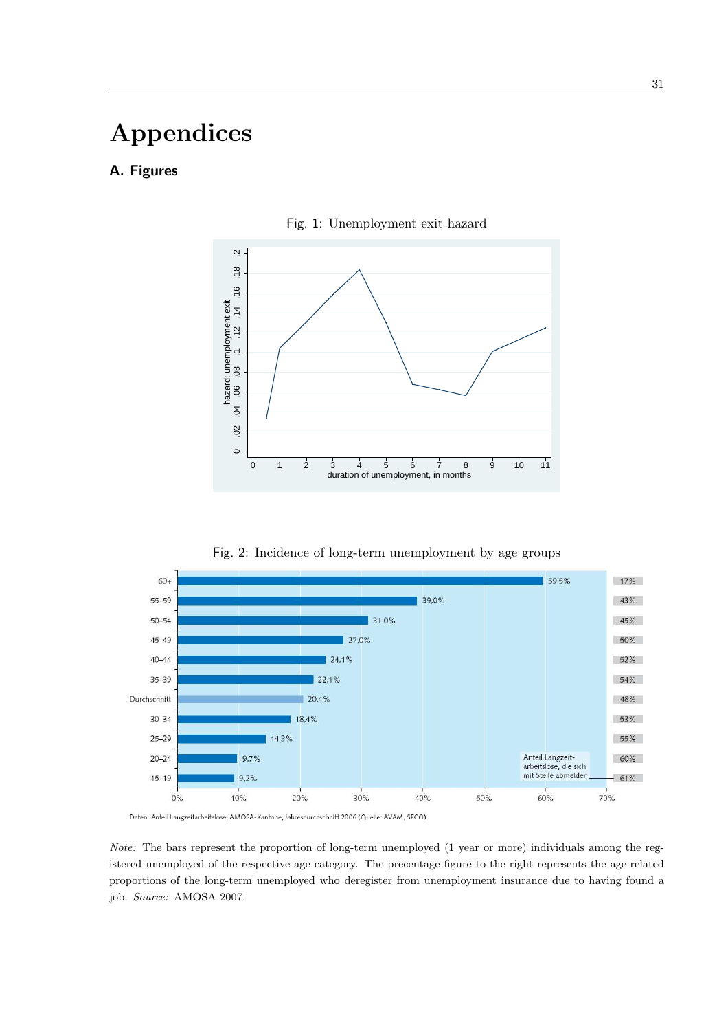# Appendices

## A. Figures

Fig. 1: Unemployment exit hazard

Fig. 2: Incidence of long-term unemployment by age groups

*Note:* The bars represent the proportion of long-term unemployed (1 year or more) individuals among the registered unemployed of the respective age category. The precentage figure to the right represents the age-related proportions of the long-term unemployed who deregister from unemployment insurance due to having found a job. *Source:* AMOSA 2007.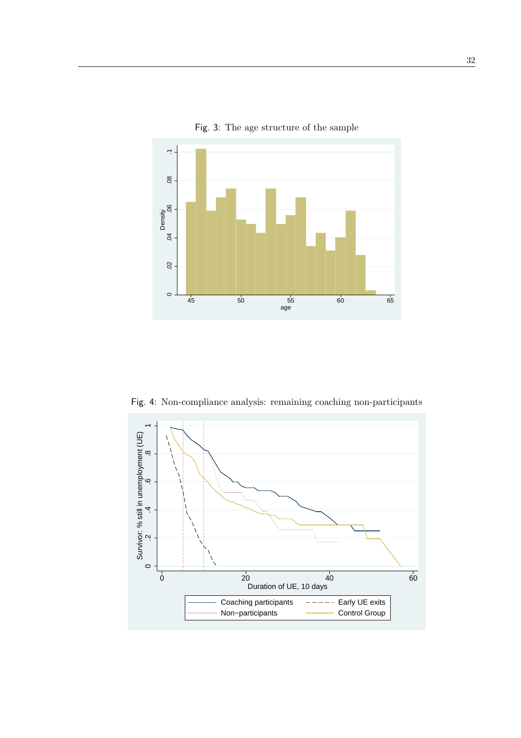Fig. 3: The age structure of the sample

Fig. 4: Non-compliance analysis: remaining coaching non-participants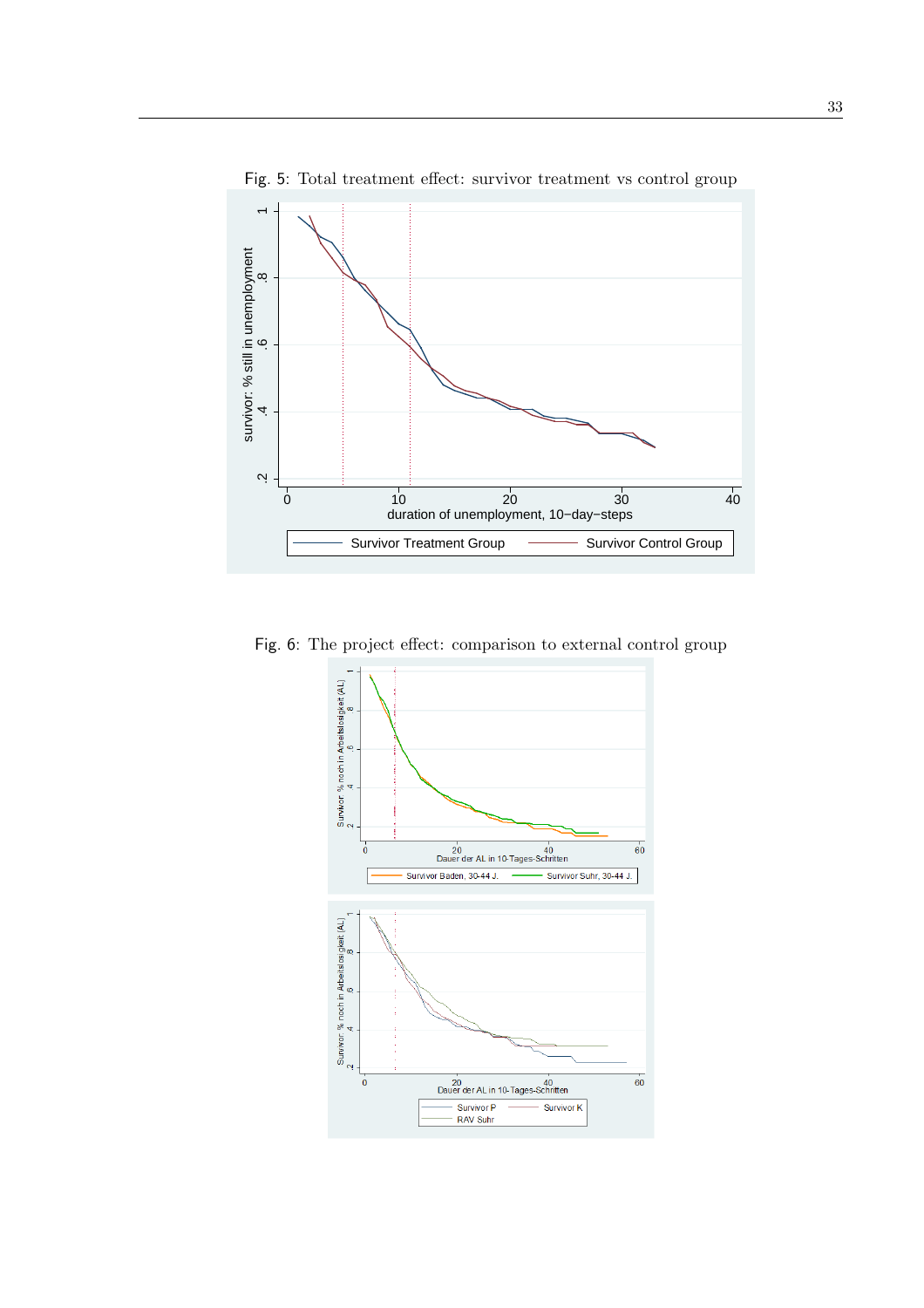Fig. 5: Total treatment effect: survivor treatment vs control group

Fig. 6: The project effect: comparison to external control group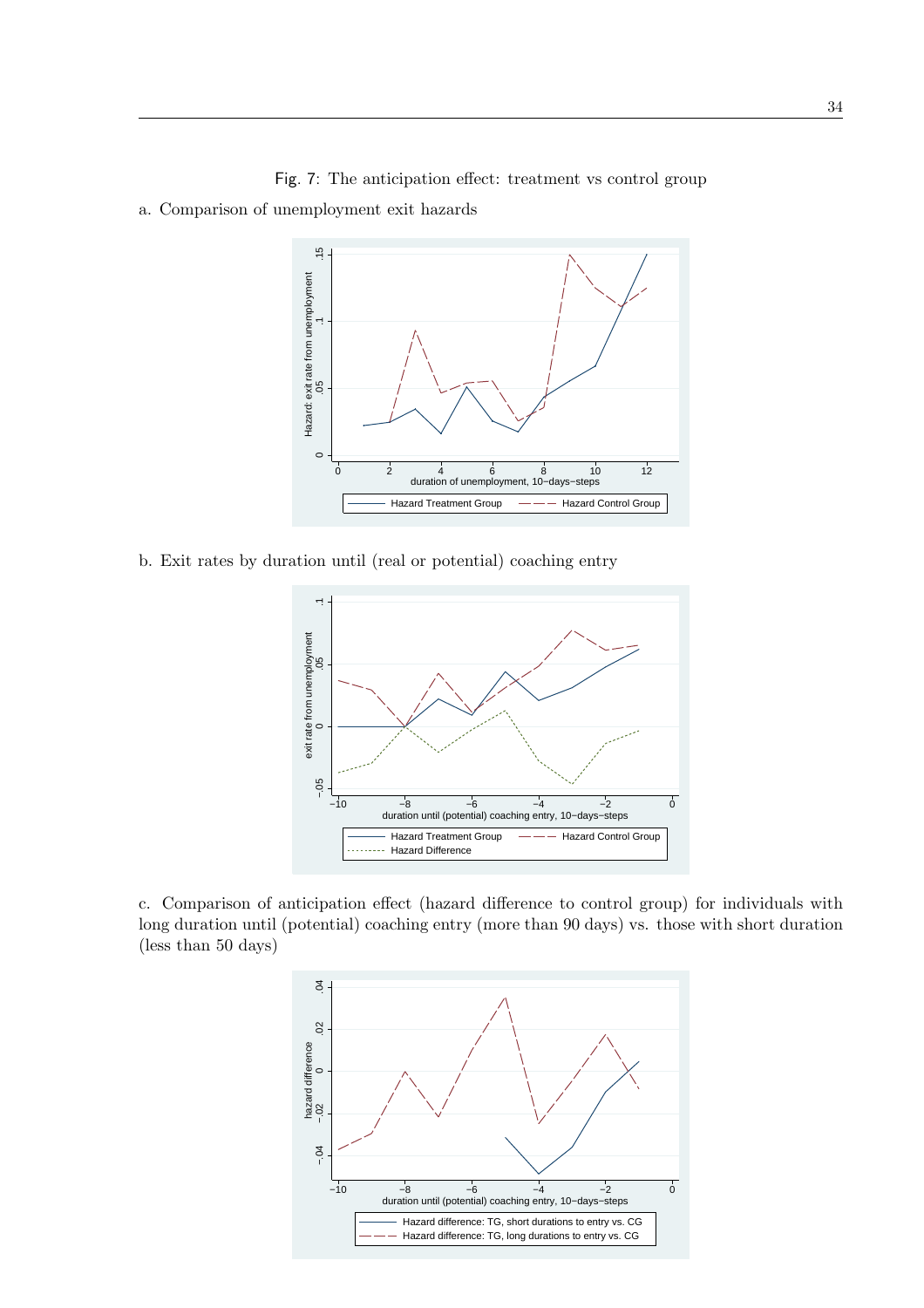Fig. 7: The anticipation effect: treatment vs control group

a. Comparison of unemployment exit hazards

b. Exit rates by duration until (real or potential) coaching entry

c. Comparison of anticipation effect (hazard difference to control group) for individuals with long duration until (potential) coaching entry (more than 90 days) vs. those with short duration (less than 50 days)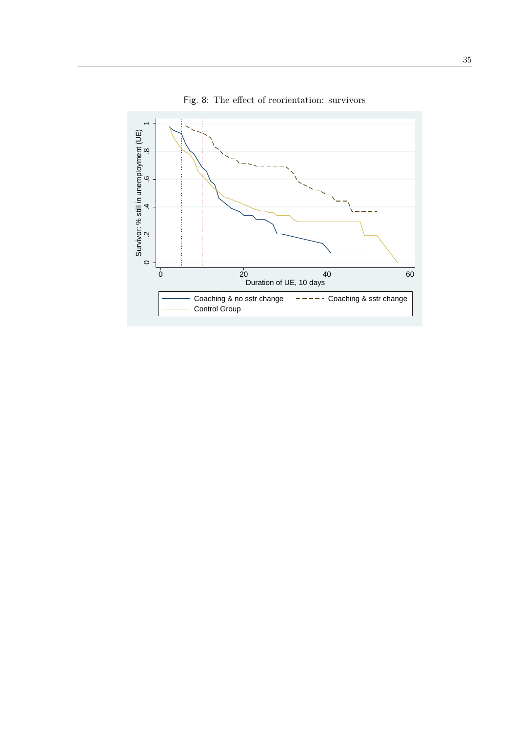Fig. 8: The effect of reorientation: survivors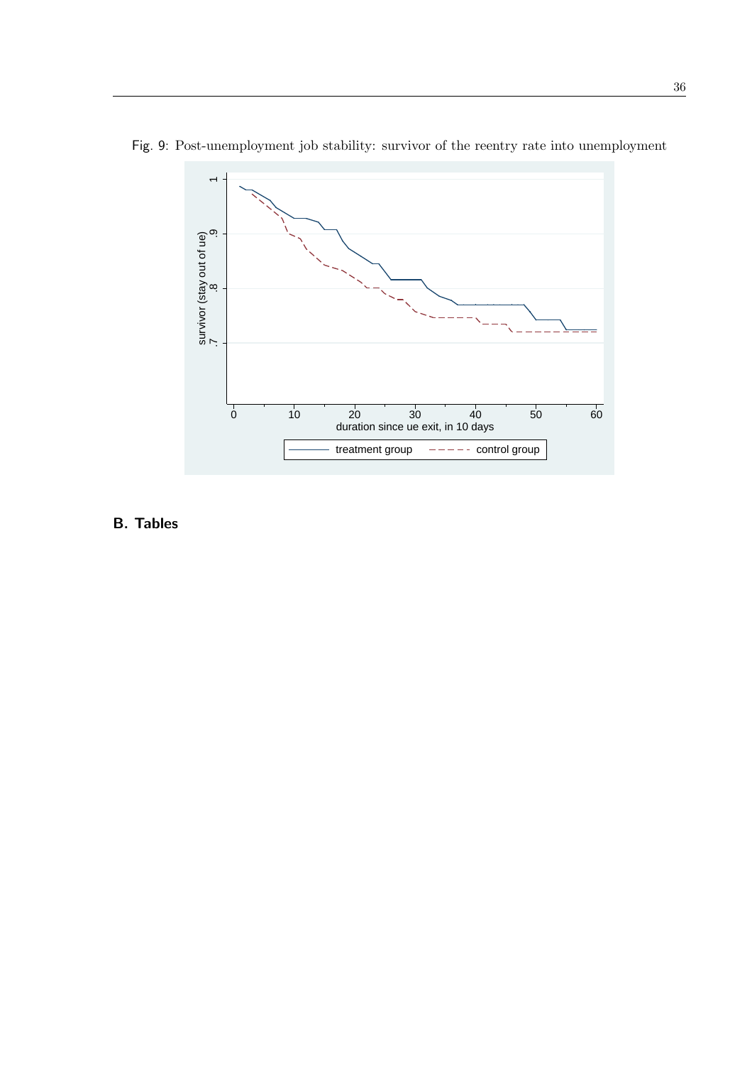Fig. 9: Post-unemployment job stability: survivor of the reentry rate into unemployment

## B. Tables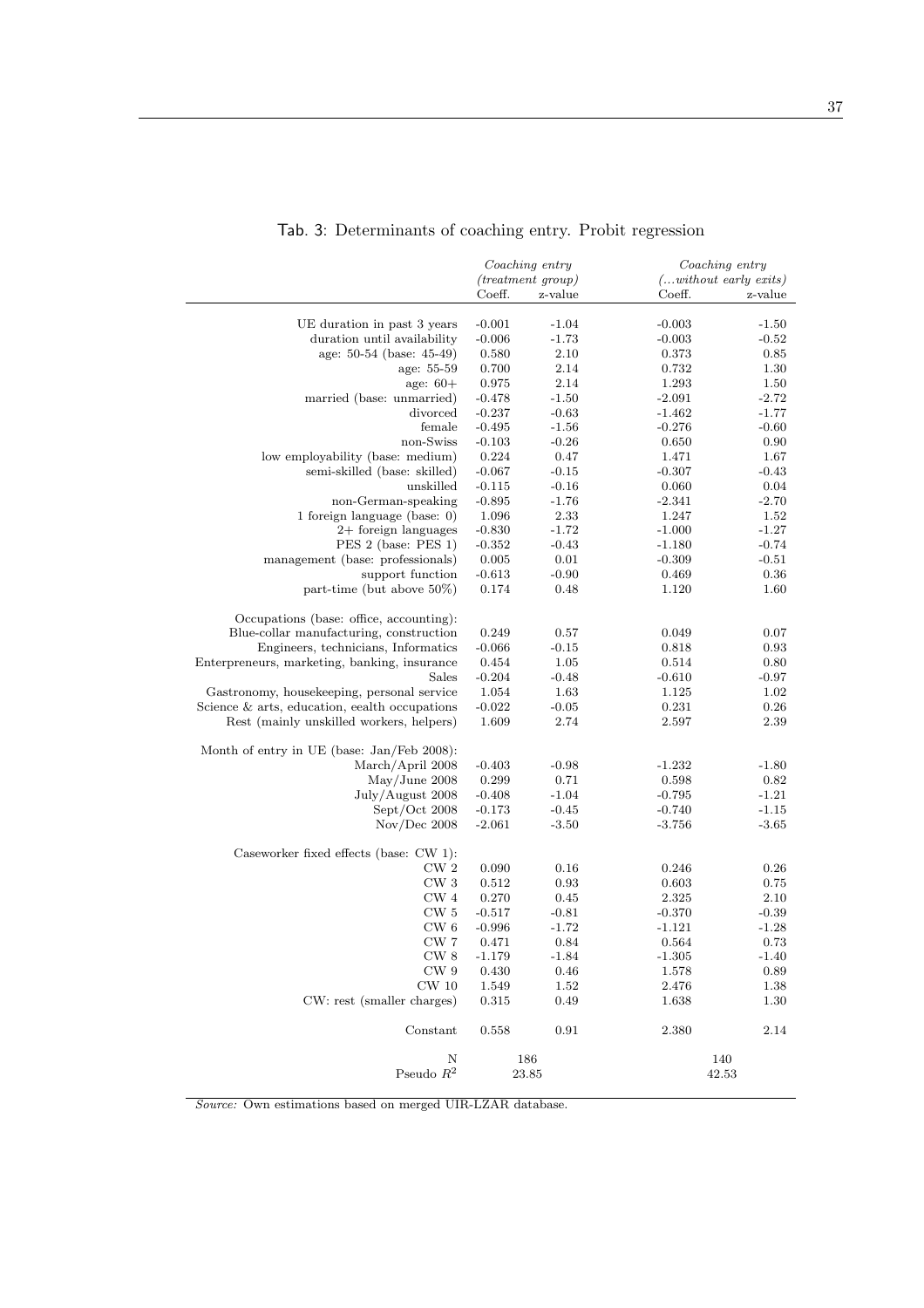Tab. 3: Determinants of coaching entry. Probit regression

| | *Coaching entry (treatment group)* | | *Coaching entry (...without early exits)* | |
|---|---|---|---|---|
| | Coeff. | z-value | Coeff. | z-value |
| UE duration in past 3 years | -0.001 | -1.04 | -0.003 | -1.50 |
| duration until availability | -0.006 | -1.73 | -0.003 | -0.52 |
| age: 50-54 (base: 45-49) | 0.580 | 2.10 | 0.373 | 0.85 |
| age: 55-59 | 0.700 | 2.14 | 0.732 | 1.30 |
| age: 60+ | 0.975 | 2.14 | 1.293 | 1.50 |
| married (base: unmarried) | -0.478 | -1.50 | -2.091 | -2.72 |
| divorced | -0.237 | -0.63 | -1.462 | -1.77 |
| female | -0.495 | -1.56 | -0.276 | -0.60 |
| non-Swiss | -0.103 | -0.26 | 0.650 | 0.90 |
| low employability (base: medium) | 0.224 | 0.47 | 1.471 | 1.67 |
| semi-skilled (base: skilled) | -0.067 | -0.15 | -0.307 | -0.43 |
| unskilled | -0.115 | -0.16 | 0.060 | 0.04 |
| non-German-speaking | -0.895 | -1.76 | -2.341 | -2.70 |
| 1 foreign language (base: 0) | 1.096 | 2.33 | 1.247 | 1.52 |
| 2+ foreign languages | -0.830 | -1.72 | -1.000 | -1.27 |
| PES 2 (base: PES 1) | -0.352 | -0.43 | -1.180 | -0.74 |
| management (base: professionals) | 0.005 | 0.01 | -0.309 | -0.51 |
| support function | -0.613 | -0.90 | 0.469 | 0.36 |
| part-time (but above 50%) | 0.174 | 0.48 | 1.120 | 1.60 |
| Occupations (base: office, accounting): | | | | |
| Blue-collar manufacturing, construction | 0.249 | 0.57 | 0.049 | 0.07 |
| Engineers, technicians, Informatics | -0.066 | -0.15 | 0.818 | 0.93 |
| Enterpreneurs, marketing, banking, insurance | 0.454 | 1.05 | 0.514 | 0.80 |
| Sales | -0.204 | -0.48 | -0.610 | -0.97 |
| Gastronomy, housekeeping, personal service | 1.054 | 1.63 | 1.125 | 1.02 |
| Science & arts, education, eealth occupations | -0.022 | -0.05 | 0.231 | 0.26 |
| Rest (mainly unskilled workers, helpers) | 1.609 | 2.74 | 2.597 | 2.39 |
| Month of entry in UE (base: Jan/Feb 2008): | | | | |
| March/April 2008 | -0.403 | -0.98 | -1.232 | -1.80 |
| May/June 2008 | 0.299 | 0.71 | 0.598 | 0.82 |
| July/August 2008 | -0.408 | -1.04 | -0.795 | -1.21 |
| Sept/Oct 2008 | -0.173 | -0.45 | -0.740 | -1.15 |
| Nov/Dec 2008 | -2.061 | -3.50 | -3.756 | -3.65 |
| Caseworker fixed effects (base: CW 1): | | | | |
| CW 2 | 0.090 | 0.16 | 0.246 | 0.26 |
| CW 3 | 0.512 | 0.93 | 0.603 | 0.75 |
| CW 4 | 0.270 | 0.45 | 2.325 | 2.10 |
| CW 5 | -0.517 | -0.81 | -0.370 | -0.39 |
| CW 6 | -0.996 | -1.72 | -1.121 | -1.28 |
| CW 7 | 0.471 | 0.84 | 0.564 | 0.73 |
| CW 8 | -1.179 | -1.84 | -1.305 | -1.40 |
| CW 9 | 0.430 | 0.46 | 1.578 | 0.89 |
| CW 10 | 1.549 | 1.52 | 2.476 | 1.38 |
| CW: rest (smaller charges) | 0.315 | 0.49 | 1.638 | 1.30 |
| Constant | 0.558 | 0.91 | 2.380 | 2.14 |
| N | 186 | | 140 | |
| Pseudo $R^2$ | 23.85 | | 42.53 | |

*Source:* Own estimations based on merged UIR-LZAR database.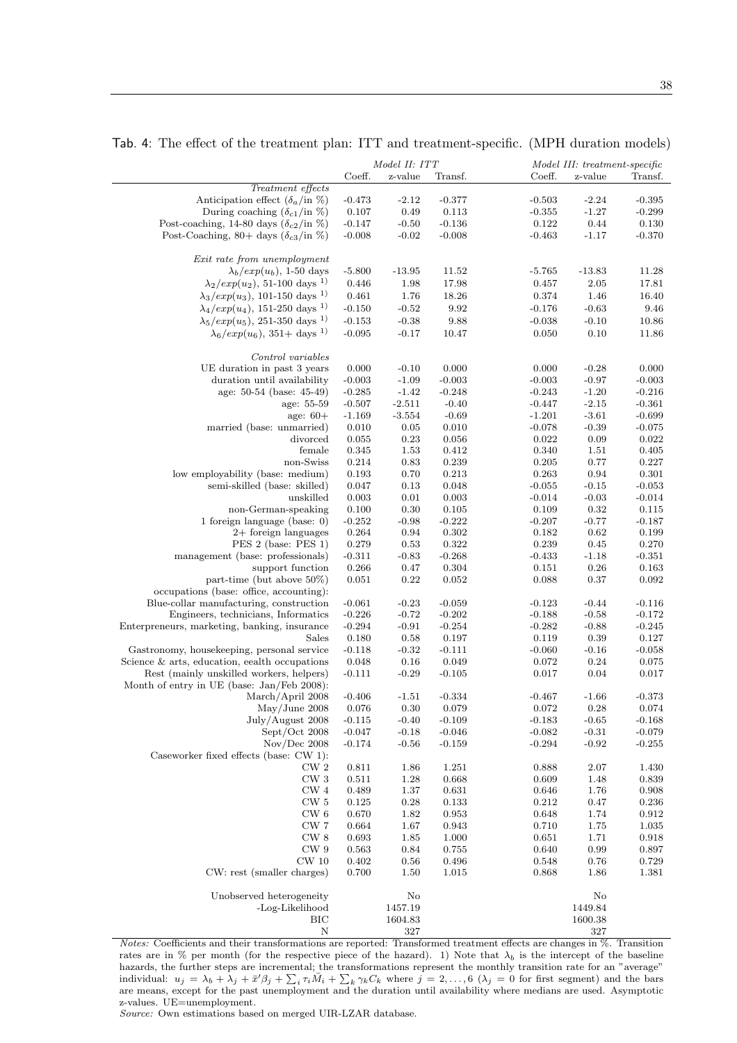Tab. 4: The effect of the treatment plan: ITT and treatment-specific. (MPH duration models)

| | *Model II: ITT* | | | *Model III: treatment-specific* | | |
|---|---|---|---|---|---|---|
| | Coeff. | z-value | Transf. | Coeff. | z-value | Transf. |
| *Treatment effects* | | | | | | |
| Anticipation effect ($\delta_a$/in %) | -0.473 | -2.12 | -0.377 | -0.503 | -2.24 | -0.395 |
| During coaching ($\delta_{c1}$/in %) | 0.107 | 0.49 | 0.113 | -0.355 | -1.27 | -0.299 |
| Post-coaching, 14-80 days ($\delta_{c2}$/in %) | -0.147 | -0.50 | -0.136 | 0.122 | 0.44 | 0.130 |
| Post-Coaching, 80+ days ($\delta_{c3}$/in %) | -0.008 | -0.02 | -0.008 | -0.463 | -1.17 | -0.370 |
| *Exit rate from unemployment* | | | | | | |
| $\lambda_b/exp(u_b)$, 1-50 days | -5.800 | -13.95 | 11.52 | -5.765 | -13.83 | 11.28 |
| $\lambda_2/exp(u_2)$, 51-100 days [1)] | 0.446 | 1.98 | 17.98 | 0.457 | 2.05 | 17.81 |
| $\lambda_3/exp(u_3)$, 101-150 days [1)] | 0.461 | 1.76 | 18.26 | 0.374 | 1.46 | 16.40 |
| $\lambda_4/exp(u_4)$, 151-250 days [1)] | -0.150 | -0.52 | 9.92 | -0.176 | -0.63 | 9.46 |
| $\lambda_5/exp(u_5)$, 251-350 days [1)] | -0.153 | -0.38 | 9.88 | -0.038 | -0.10 | 10.86 |
| $\lambda_6/exp(u_6)$, 351+ days [1)] | -0.095 | -0.17 | 10.47 | 0.050 | 0.10 | 11.86 |
| *Control variables* | | | | | | |
| UE duration in past 3 years | 0.000 | -0.10 | 0.000 | 0.000 | -0.28 | 0.000 |
| duration until availability | -0.003 | -1.09 | -0.003 | -0.003 | -0.97 | -0.003 |
| age: 50-54 (base: 45-49) | -0.285 | -1.42 | -0.248 | -0.243 | -1.20 | -0.216 |
| age: 55-59 | -0.507 | -2.511 | -0.40 | -0.447 | -2.15 | -0.361 |
| age: 60+ | -1.169 | -3.554 | -0.69 | -1.201 | -3.61 | -0.699 |
| married (base: unmarried) | 0.010 | 0.05 | 0.010 | -0.078 | -0.39 | -0.075 |
| divorced | 0.055 | 0.23 | 0.056 | 0.022 | 0.09 | 0.022 |
| female | 0.345 | 1.53 | 0.412 | 0.340 | 1.51 | 0.405 |
| non-Swiss | 0.214 | 0.83 | 0.239 | 0.205 | 0.77 | 0.227 |
| low employability (base: medium) | 0.193 | 0.70 | 0.213 | 0.263 | 0.94 | 0.301 |
| semi-skilled (base: skilled) | 0.047 | 0.13 | 0.048 | -0.055 | -0.15 | -0.053 |
| unskilled | 0.003 | 0.01 | 0.003 | -0.014 | -0.03 | -0.014 |
| non-German-speaking | 0.100 | 0.30 | 0.105 | 0.109 | 0.32 | 0.115 |
| 1 foreign language (base: 0) | -0.252 | -0.98 | -0.222 | -0.207 | -0.77 | -0.187 |
| 2+ foreign languages | 0.264 | 0.94 | 0.302 | 0.182 | 0.62 | 0.199 |
| PES 2 (base: PES 1) | 0.279 | 0.53 | 0.322 | 0.239 | 0.45 | 0.270 |
| management (base: professionals) | -0.311 | -0.83 | -0.268 | -0.433 | -1.18 | -0.351 |
| support function | 0.266 | 0.47 | 0.304 | 0.151 | 0.26 | 0.163 |
| part-time (but above 50%) | 0.051 | 0.22 | 0.052 | 0.088 | 0.37 | 0.092 |
| occupations (base: office, accounting): | | | | | | |
| Blue-collar manufacturing, construction | -0.061 | -0.23 | -0.059 | -0.123 | -0.44 | -0.116 |
| Engineers, technicians, Informatics | -0.226 | -0.72 | -0.202 | -0.188 | -0.58 | -0.172 |
| Enterpreneurs, marketing, banking, insurance | -0.294 | -0.91 | -0.254 | -0.282 | -0.88 | -0.245 |
| Sales | 0.180 | 0.58 | 0.197 | 0.119 | 0.39 | 0.127 |
| Gastronomy, housekeeping, personal service | -0.118 | -0.32 | -0.111 | -0.060 | -0.16 | -0.058 |
| Science & arts, education, eealth occupations | 0.048 | 0.16 | 0.049 | 0.072 | 0.24 | 0.075 |
| Rest (mainly unskilled workers, helpers) | -0.111 | -0.29 | -0.105 | 0.017 | 0.04 | 0.017 |
| Month of entry in UE (base: Jan/Feb 2008): | | | | | | |
| March/April 2008 | -0.406 | -1.51 | -0.334 | -0.467 | -1.66 | -0.373 |
| May/June 2008 | 0.076 | 0.30 | 0.079 | 0.072 | 0.28 | 0.074 |
| July/August 2008 | -0.115 | -0.40 | -0.109 | -0.183 | -0.65 | -0.168 |
| Sept/Oct 2008 | -0.047 | -0.18 | -0.046 | -0.082 | -0.31 | -0.079 |
| Nov/Dec 2008 | -0.174 | -0.56 | -0.159 | -0.294 | -0.92 | -0.255 |
| Caseworker fixed effects (base: CW 1): | | | | | | |
| CW 2 | 0.811 | 1.86 | 1.251 | 0.888 | 2.07 | 1.430 |
| CW 3 | 0.511 | 1.28 | 0.668 | 0.609 | 1.48 | 0.839 |
| CW 4 | 0.489 | 1.37 | 0.631 | 0.646 | 1.76 | 0.908 |
| CW 5 | 0.125 | 0.28 | 0.133 | 0.212 | 0.47 | 0.236 |
| CW 6 | 0.670 | 1.82 | 0.953 | 0.648 | 1.74 | 0.912 |
| CW 7 | 0.664 | 1.67 | 0.943 | 0.710 | 1.75 | 1.035 |
| CW 8 | 0.693 | 1.85 | 1.000 | 0.651 | 1.71 | 0.918 |
| CW 9 | 0.563 | 0.84 | 0.755 | 0.640 | 0.99 | 0.897 |
| CW 10 | 0.402 | 0.56 | 0.496 | 0.548 | 0.76 | 0.729 |
| CW: rest (smaller charges) | 0.700 | 1.50 | 1.015 | 0.868 | 1.86 | 1.381 |
| Unobserved heterogeneity | | No | | | No | |
| -Log-Likelihood | | 1457.19 | | | 1449.84 | |
| BIC | | 1604.83 | | | 1600.38 | |
| N | | 327 | | | 327 | |

*Notes:* Coefficients and their transformations are reported: Transformed treatment effects are changes in %. Transition rates are in % per month (for the respective piece of the hazard). 1) Note that $\lambda_b$ is the intercept of the baseline hazards, the further steps are incremental; the transformations represent the monthly transition rate for an "average" individual: $u_j = \lambda_b + \lambda_j + \bar{x}'\beta_j + \sum_i \tau_i \bar{M}_i + \sum_k \gamma_k C_k$ where $j = 2, \ldots, 6$ ($\lambda_j = 0$ for first segment) and the bars are means, except for the past unemployment and the duration until availability where medians are used. Asymptotic z-values. UE=unemployment.

*Source:* Own estimations based on merged UIR-LZAR database.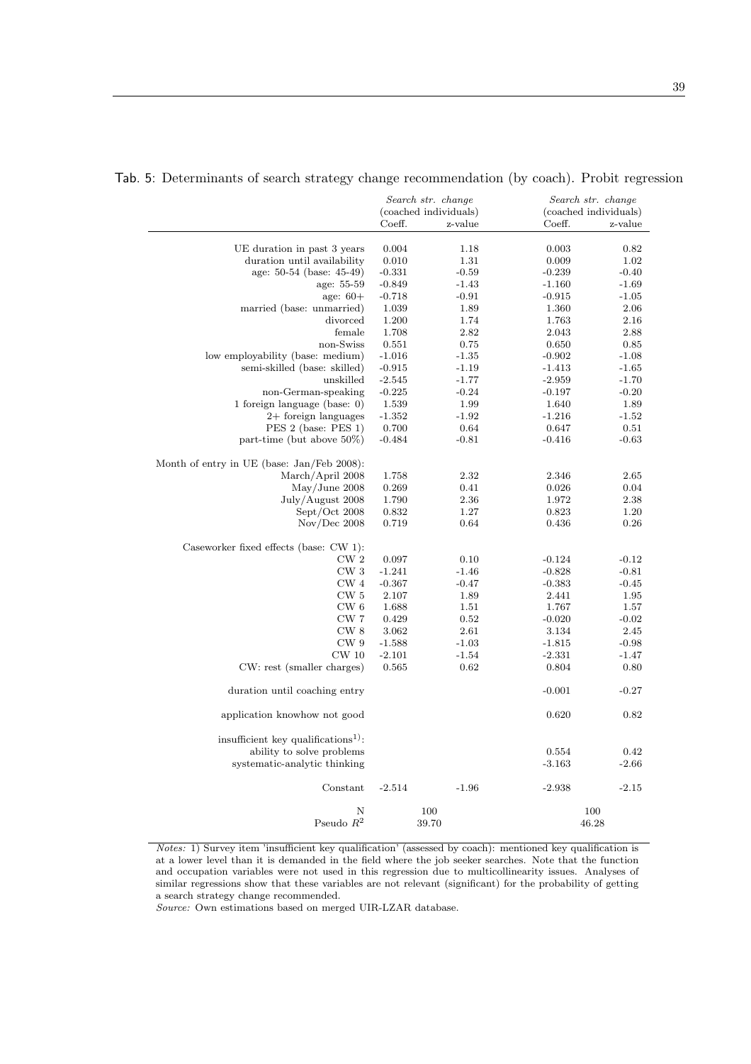Tab. 5: Determinants of search strategy change recommendation (by coach). Probit regression

| | *Search str. change* (coached individuals) | | *Search str. change* (coached individuals) | |
|---|---|---|---|---|
| | Coeff. | z-value | Coeff. | z-value |
| UE duration in past 3 years | 0.004 | 1.18 | 0.003 | 0.82 |
| duration until availability | 0.010 | 1.31 | 0.009 | 1.02 |
| age: 50-54 (base: 45-49) | -0.331 | -0.59 | -0.239 | -0.40 |
| age: 55-59 | -0.849 | -1.43 | -1.160 | -1.69 |
| age: 60+ | -0.718 | -0.91 | -0.915 | -1.05 |
| married (base: unmarried) | 1.039 | 1.89 | 1.360 | 2.06 |
| divorced | 1.200 | 1.74 | 1.763 | 2.16 |
| female | 1.708 | 2.82 | 2.043 | 2.88 |
| non-Swiss | 0.551 | 0.75 | 0.650 | 0.85 |
| low employability (base: medium) | -1.016 | -1.35 | -0.902 | -1.08 |
| semi-skilled (base: skilled) | -0.915 | -1.19 | -1.413 | -1.65 |
| unskilled | -2.545 | -1.77 | -2.959 | -1.70 |
| non-German-speaking | -0.225 | -0.24 | -0.197 | -0.20 |
| 1 foreign language (base: 0) | 1.539 | 1.99 | 1.640 | 1.89 |
| 2+ foreign languages | -1.352 | -1.92 | -1.216 | -1.52 |
| PES 2 (base: PES 1) | 0.700 | 0.64 | 0.647 | 0.51 |
| part-time (but above 50%) | -0.484 | -0.81 | -0.416 | -0.63 |
| Month of entry in UE (base: Jan/Feb 2008): | | | | |
| March/April 2008 | 1.758 | 2.32 | 2.346 | 2.65 |
| May/June 2008 | 0.269 | 0.41 | 0.026 | 0.04 |
| July/August 2008 | 1.790 | 2.36 | 1.972 | 2.38 |
| Sept/Oct 2008 | 0.832 | 1.27 | 0.823 | 1.20 |
| Nov/Dec 2008 | 0.719 | 0.64 | 0.436 | 0.26 |
| Caseworker fixed effects (base: CW 1): | | | | |
| CW 2 | 0.097 | 0.10 | -0.124 | -0.12 |
| CW 3 | -1.241 | -1.46 | -0.828 | -0.81 |
| CW 4 | -0.367 | -0.47 | -0.383 | -0.45 |
| CW 5 | 2.107 | 1.89 | 2.441 | 1.95 |
| CW 6 | 1.688 | 1.51 | 1.767 | 1.57 |
| CW 7 | 0.429 | 0.52 | -0.020 | -0.02 |
| CW 8 | 3.062 | 2.61 | 3.134 | 2.45 |
| CW 9 | -1.588 | -1.03 | -1.815 | -0.98 |
| CW 10 | -2.101 | -1.54 | -2.331 | -1.47 |
| CW: rest (smaller charges) | 0.565 | 0.62 | 0.804 | 0.80 |
| duration until coaching entry | | | -0.001 | -0.27 |
| application knowhow not good | | | 0.620 | 0.82 |
| insufficient key qualifications[1]: | | | | |
| ability to solve problems | | | 0.554 | 0.42 |
| systematic-analytic thinking | | | -3.163 | -2.66 |
| Constant | -2.514 | -1.96 | -2.938 | -2.15 |
| N | 100 | | 100 | |
| Pseudo $R^2$ | 39.70 | | 46.28 | |

*Notes:* 1) Survey item 'insufficient key qualification' (assessed by coach): mentioned key qualification is at a lower level than it is demanded in the field where the job seeker searches. Note that the function and occupation variables were not used in this regression due to multicollinearity issues. Analyses of similar regressions show that these variables are not relevant (significant) for the probability of getting a search strategy change recommended.
*Source:* Own estimations based on merged UIR-LZAR database.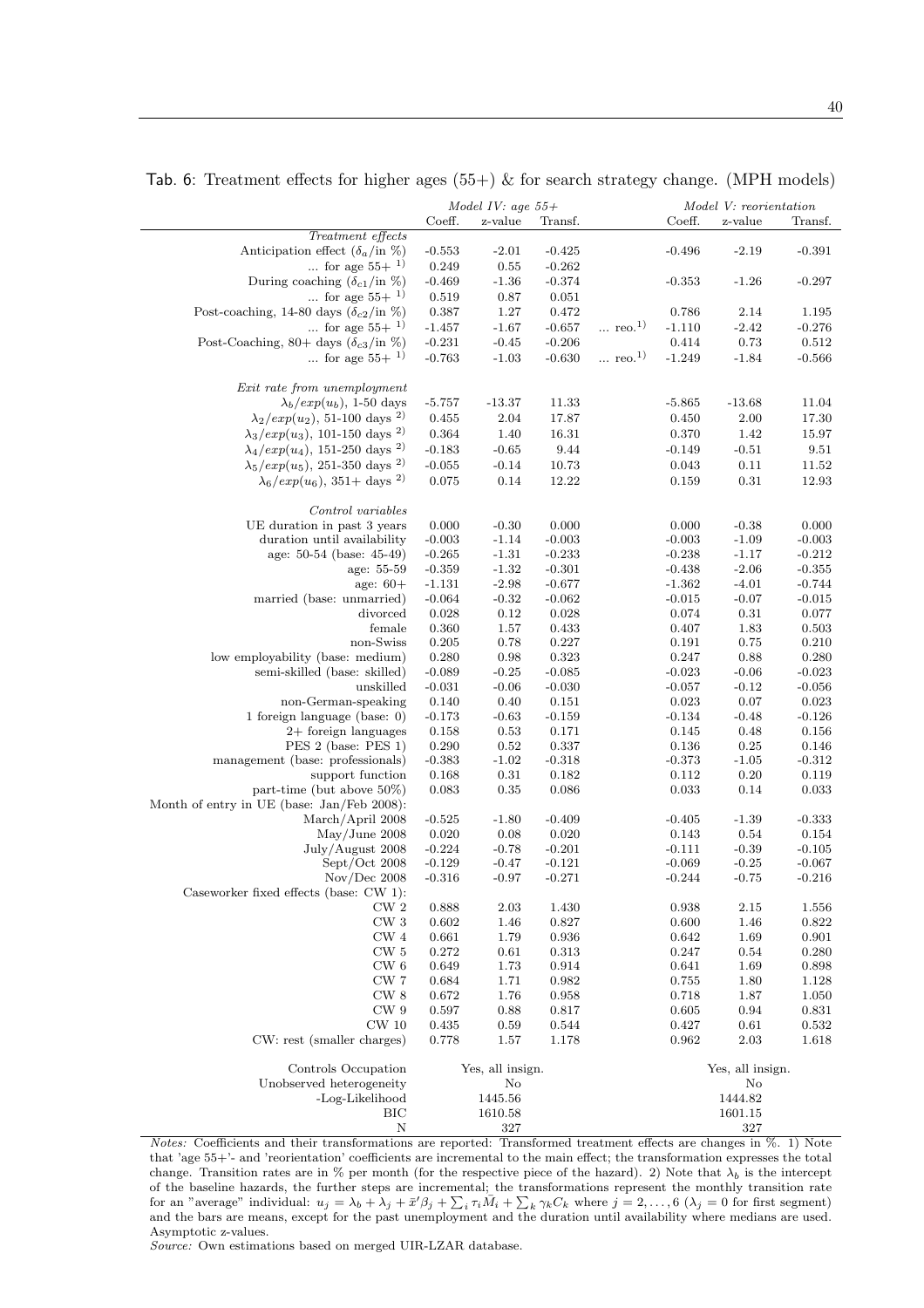Tab. 6: Treatment effects for higher ages (55+) & for search strategy change. (MPH models)

| | *Model IV: age 55+* | | | | *Model V: reorientation* | | |
|---|---|---|---|---|---|---|---|
| | Coeff. | z-value | Transf. | | Coeff. | z-value | Transf. |
| *Treatment effects* | | | | | | | |
| Anticipation effect ($\delta_a$/in %) | -0.553 | -2.01 | -0.425 | | -0.496 | -2.19 | -0.391 |
| ... for age 55+ [1)] | 0.249 | 0.55 | -0.262 | | | | |
| During coaching ($\delta_{c1}$/in %) | -0.469 | -1.36 | -0.374 | | -0.353 | -1.26 | -0.297 |
| ... for age 55+ [1)] | 0.519 | 0.87 | 0.051 | | | | |
| Post-coaching, 14-80 days ($\delta_{c2}$/in %) | 0.387 | 1.27 | 0.472 | | 0.786 | 2.14 | 1.195 |
| ... for age 55+ [1)] | -1.457 | -1.67 | -0.657 | ... reo.[1)] | -1.110 | -2.42 | -0.276 |
| Post-Coaching, 80+ days ($\delta_{c3}$/in %) | -0.231 | -0.45 | -0.206 | | 0.414 | 0.73 | 0.512 |
| ... for age 55+ [1)] | -0.763 | -1.03 | -0.630 | ... reo.[1)] | -1.249 | -1.84 | -0.566 |
| *Exit rate from unemployment* | | | | | | | |
| $\lambda_b/exp(u_b)$, 1-50 days | -5.757 | -13.37 | 11.33 | | -5.865 | -13.68 | 11.04 |
| $\lambda_2/exp(u_2)$, 51-100 days [2)] | 0.455 | 2.04 | 17.87 | | 0.450 | 2.00 | 17.30 |
| $\lambda_3/exp(u_3)$, 101-150 days [2)] | 0.364 | 1.40 | 16.31 | | 0.370 | 1.42 | 15.97 |
| $\lambda_4/exp(u_4)$, 151-250 days [2)] | -0.183 | -0.65 | 9.44 | | -0.149 | -0.51 | 9.51 |
| $\lambda_5/exp(u_5)$, 251-350 days [2)] | -0.055 | -0.14 | 10.73 | | 0.043 | 0.11 | 11.52 |
| $\lambda_6/exp(u_6)$, 351+ days [2)] | 0.075 | 0.14 | 12.22 | | 0.159 | 0.31 | 12.93 |
| *Control variables* | | | | | | | |
| UE duration in past 3 years | 0.000 | -0.30 | 0.000 | | 0.000 | -0.38 | 0.000 |
| duration until availability | -0.003 | -1.14 | -0.003 | | -0.003 | -1.09 | -0.003 |
| age: 50-54 (base: 45-49) | -0.265 | -1.31 | -0.233 | | -0.238 | -1.17 | -0.212 |
| age: 55-59 | -0.359 | -1.32 | -0.301 | | -0.438 | -2.06 | -0.355 |
| age: 60+ | -1.131 | -2.98 | -0.677 | | -1.362 | -4.01 | -0.744 |
| married (base: unmarried) | -0.064 | -0.32 | -0.062 | | -0.015 | -0.07 | -0.015 |
| divorced | 0.028 | 0.12 | 0.028 | | 0.074 | 0.31 | 0.077 |
| female | 0.360 | 1.57 | 0.433 | | 0.407 | 1.83 | 0.503 |
| non-Swiss | 0.205 | 0.78 | 0.227 | | 0.191 | 0.75 | 0.210 |
| low employability (base: medium) | 0.280 | 0.98 | 0.323 | | 0.247 | 0.88 | 0.280 |
| semi-skilled (base: skilled) | -0.089 | -0.25 | -0.085 | | -0.023 | -0.06 | -0.023 |
| unskilled | -0.031 | -0.06 | -0.030 | | -0.057 | -0.12 | -0.056 |
| non-German-speaking | 0.140 | 0.40 | 0.151 | | 0.023 | 0.07 | 0.023 |
| 1 foreign language (base: 0) | -0.173 | -0.63 | -0.159 | | -0.134 | -0.48 | -0.126 |
| 2+ foreign languages | 0.158 | 0.53 | 0.171 | | 0.145 | 0.48 | 0.156 |
| PES 2 (base: PES 1) | 0.290 | 0.52 | 0.337 | | 0.136 | 0.25 | 0.146 |
| management (base: professionals) | -0.383 | -1.02 | -0.318 | | -0.373 | -1.05 | -0.312 |
| support function | 0.168 | 0.31 | 0.182 | | 0.112 | 0.20 | 0.119 |
| part-time (but above 50%) | 0.083 | 0.35 | 0.086 | | 0.033 | 0.14 | 0.033 |
| Month of entry in UE (base: Jan/Feb 2008): | | | | | | | |
| March/April 2008 | -0.525 | -1.80 | -0.409 | | -0.405 | -1.39 | -0.333 |
| May/June 2008 | 0.020 | 0.08 | 0.020 | | 0.143 | 0.54 | 0.154 |
| July/August 2008 | -0.224 | -0.78 | -0.201 | | -0.111 | -0.39 | -0.105 |
| Sept/Oct 2008 | -0.129 | -0.47 | -0.121 | | -0.069 | -0.25 | -0.067 |
| Nov/Dec 2008 | -0.316 | -0.97 | -0.271 | | -0.244 | -0.75 | -0.216 |
| Caseworker fixed effects (base: CW 1): | | | | | | | |
| CW 2 | 0.888 | 2.03 | 1.430 | | 0.938 | 2.15 | 1.556 |
| CW 3 | 0.602 | 1.46 | 0.827 | | 0.600 | 1.46 | 0.822 |
| CW 4 | 0.661 | 1.79 | 0.936 | | 0.642 | 1.69 | 0.901 |
| CW 5 | 0.272 | 0.61 | 0.313 | | 0.247 | 0.54 | 0.280 |
| CW 6 | 0.649 | 1.73 | 0.914 | | 0.641 | 1.69 | 0.898 |
| CW 7 | 0.684 | 1.71 | 0.982 | | 0.755 | 1.80 | 1.128 |
| CW 8 | 0.672 | 1.76 | 0.958 | | 0.718 | 1.87 | 1.050 |
| CW 9 | 0.597 | 0.88 | 0.817 | | 0.605 | 0.94 | 0.831 |
| CW 10 | 0.435 | 0.59 | 0.544 | | 0.427 | 0.61 | 0.532 |
| CW: rest (smaller charges) | 0.778 | 1.57 | 1.178 | | 0.962 | 2.03 | 1.618 |
| Controls Occupation | Yes, all insign. | | | | Yes, all insign. | | |
| Unobserved heterogeneity | No | | | | No | | |
| -Log-Likelihood | 1445.56 | | | | 1444.82 | | |
| BIC | 1610.58 | | | | 1601.15 | | |
| N | 327 | | | | 327 | | |

*Notes:* Coefficients and their transformations are reported: Transformed treatment effects are changes in %. 1) Note that 'age 55+'- and 'reorientation' coefficients are incremental to the main effect; the transformation expresses the total change. Transition rates are in % per month (for the respective piece of the hazard). 2) Note that $\lambda_b$ is the intercept of the baseline hazards, the further steps are incremental; the transformations represent the monthly transition rate for an "average" individual: $u_j = \lambda_b + \lambda_j + \bar{x}'\beta_j + \sum_i \tau_i \bar{M}_i + \sum_k \gamma_k C_k$ where $j = 2, \ldots, 6$ ($\lambda_j = 0$ for first segment) and the bars are means, except for the past unemployment and the duration until availability where medians are used. Asymptotic z-values.

*Source:* Own estimations based on merged UIR-LZAR database.